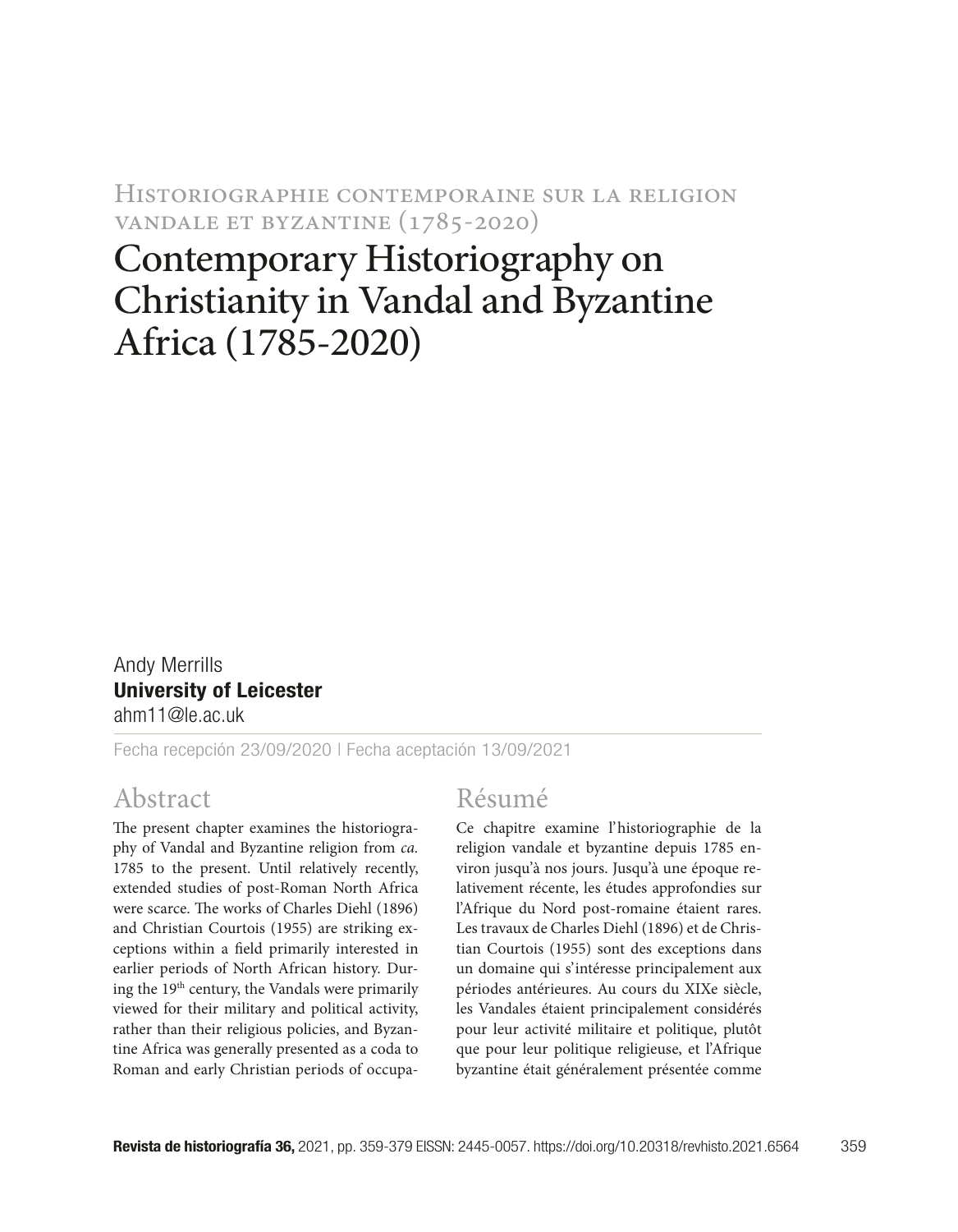## Historiographie contemporaine sur la religion vandale et byzantine (1785-2020)

# Contemporary Historiography on Christianity in Vandal and Byzantine Africa (1785-2020)

Andy Merrills
**University of Leicester**
ahm11@le.ac.uk

Fecha recepción 23/09/2020 | Fecha aceptación 13/09/2021

## Abstract

The present chapter examines the historiography of Vandal and Byzantine religion from *ca.* 1785 to the present. Until relatively recently, extended studies of post-Roman North Africa were scarce. The works of Charles Diehl (1896) and Christian Courtois (1955) are striking exceptions within a field primarily interested in earlier periods of North African history. During the 19th century, the Vandals were primarily viewed for their military and political activity, rather than their religious policies, and Byzantine Africa was generally presented as a coda to Roman and early Christian periods of occupa-

## Résumé

Ce chapitre examine l'historiographie de la religion vandale et byzantine depuis 1785 environ jusqu'à nos jours. Jusqu'à une époque relativement récente, les études approfondies sur l'Afrique du Nord post-romaine étaient rares. Les travaux de Charles Diehl (1896) et de Christian Courtois (1955) sont des exceptions dans un domaine qui s'intéresse principalement aux périodes antérieures. Au cours du XIXe siècle, les Vandales étaient principalement considérés pour leur activité militaire et politique, plutôt que pour leur politique religieuse, et l'Afrique byzantine était généralement présentée comme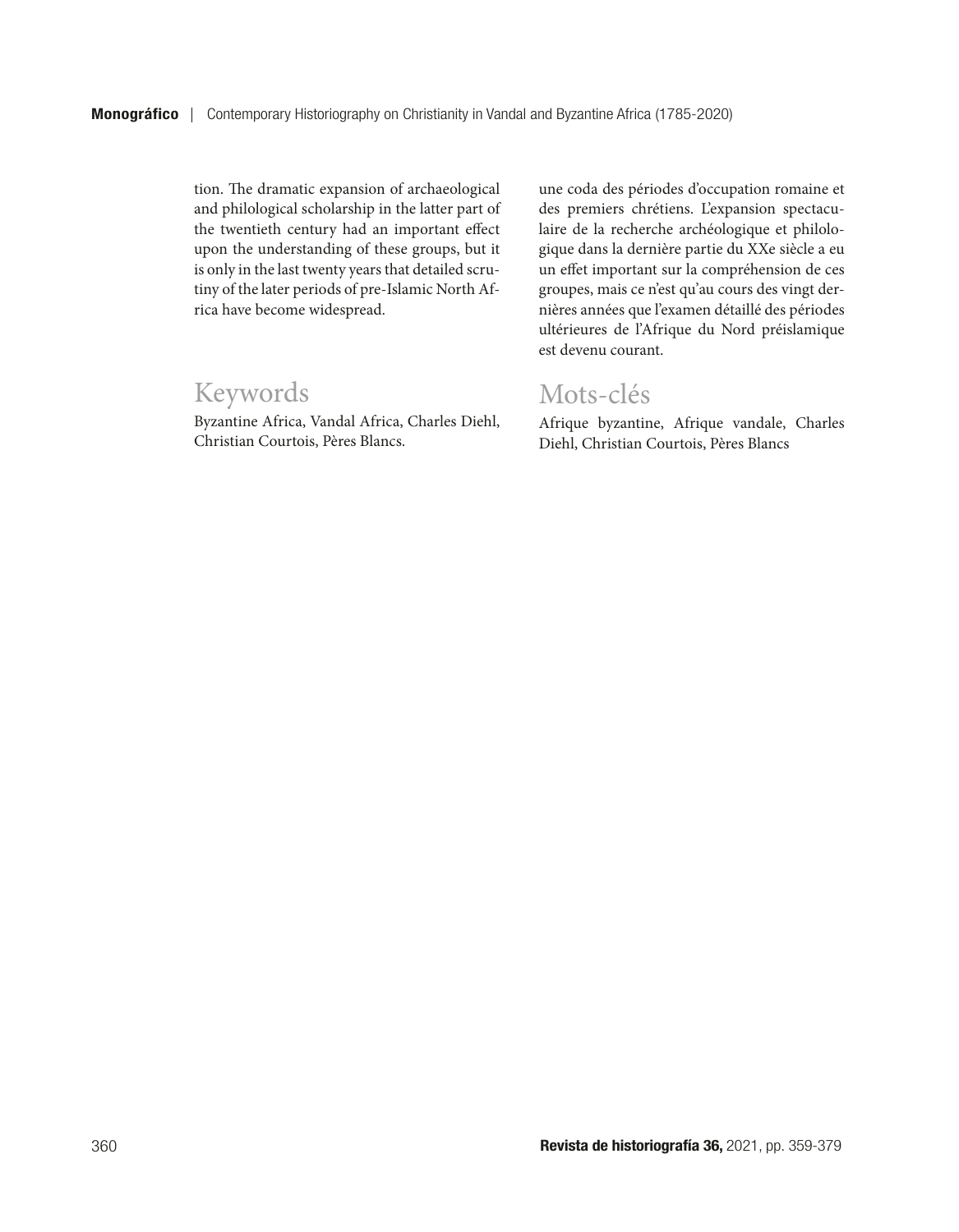tion. The dramatic expansion of archaeological and philological scholarship in the latter part of the twentieth century had an important effect upon the understanding of these groups, but it is only in the last twenty years that detailed scrutiny of the later periods of pre-Islamic North Africa have become widespread.

## Keywords

Byzantine Africa, Vandal Africa, Charles Diehl, Christian Courtois, Pères Blancs.

une coda des périodes d'occupation romaine et des premiers chrétiens. L'expansion spectaculaire de la recherche archéologique et philologique dans la dernière partie du XXe siècle a eu un effet important sur la compréhension de ces groupes, mais ce n'est qu'au cours des vingt dernières années que l'examen détaillé des périodes ultérieures de l'Afrique du Nord préislamique est devenu courant.

## Mots-clés

Afrique byzantine, Afrique vandale, Charles Diehl, Christian Courtois, Pères Blancs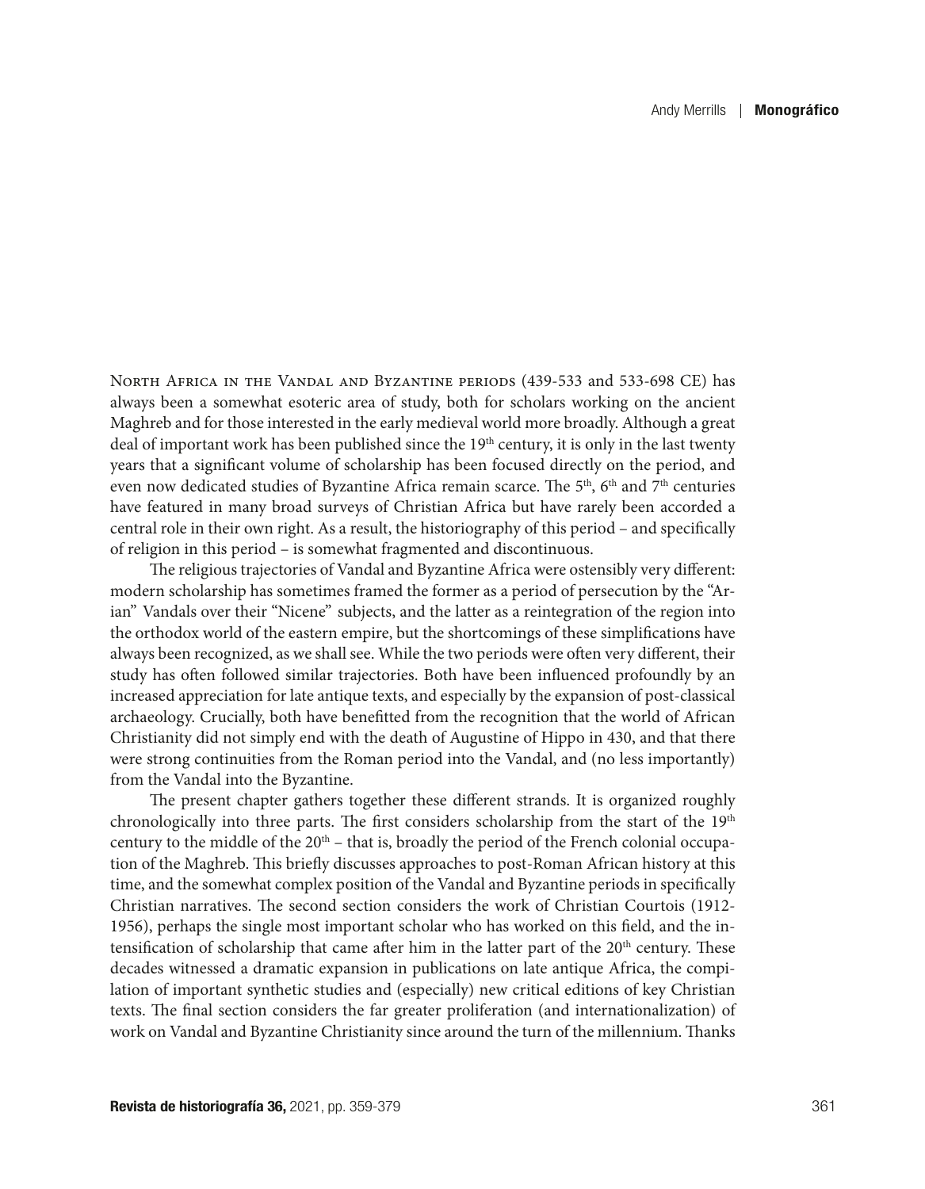North Africa in the Vandal and Byzantine periods (439-533 and 533-698 CE) has always been a somewhat esoteric area of study, both for scholars working on the ancient Maghreb and for those interested in the early medieval world more broadly. Although a great deal of important work has been published since the 19th century, it is only in the last twenty years that a significant volume of scholarship has been focused directly on the period, and even now dedicated studies of Byzantine Africa remain scarce. The 5th, 6th and 7th centuries have featured in many broad surveys of Christian Africa but have rarely been accorded a central role in their own right. As a result, the historiography of this period – and specifically of religion in this period – is somewhat fragmented and discontinuous.

The religious trajectories of Vandal and Byzantine Africa were ostensibly very different: modern scholarship has sometimes framed the former as a period of persecution by the "Arian" Vandals over their "Nicene" subjects, and the latter as a reintegration of the region into the orthodox world of the eastern empire, but the shortcomings of these simplifications have always been recognized, as we shall see. While the two periods were often very different, their study has often followed similar trajectories. Both have been influenced profoundly by an increased appreciation for late antique texts, and especially by the expansion of post-classical archaeology. Crucially, both have benefitted from the recognition that the world of African Christianity did not simply end with the death of Augustine of Hippo in 430, and that there were strong continuities from the Roman period into the Vandal, and (no less importantly) from the Vandal into the Byzantine.

The present chapter gathers together these different strands. It is organized roughly chronologically into three parts. The first considers scholarship from the start of the 19th century to the middle of the 20th – that is, broadly the period of the French colonial occupation of the Maghreb. This briefly discusses approaches to post-Roman African history at this time, and the somewhat complex position of the Vandal and Byzantine periods in specifically Christian narratives. The second section considers the work of Christian Courtois (1912-1956), perhaps the single most important scholar who has worked on this field, and the intensification of scholarship that came after him in the latter part of the 20th century. These decades witnessed a dramatic expansion in publications on late antique Africa, the compilation of important synthetic studies and (especially) new critical editions of key Christian texts. The final section considers the far greater proliferation (and internationalization) of work on Vandal and Byzantine Christianity since around the turn of the millennium. Thanks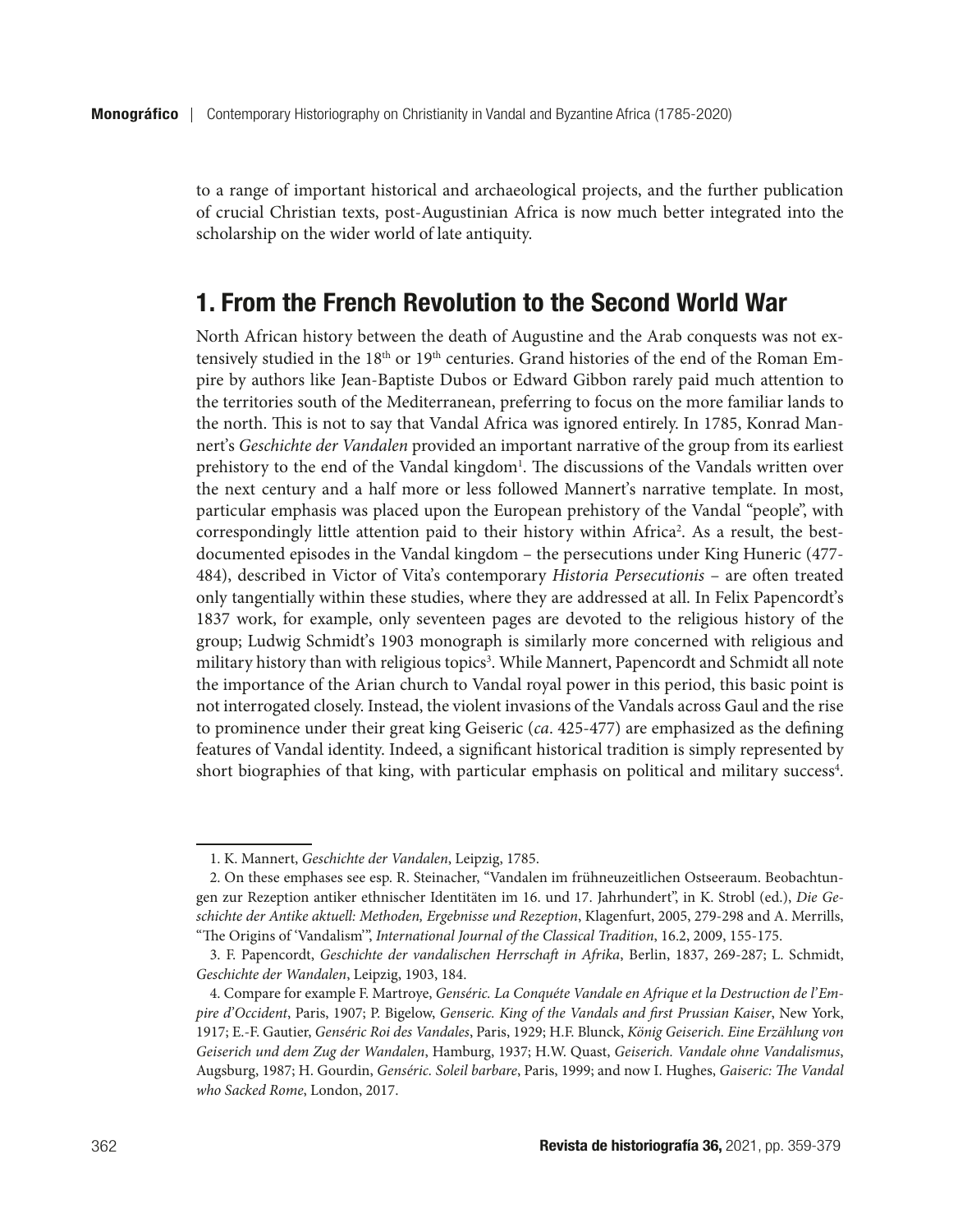to a range of important historical and archaeological projects, and the further publication of crucial Christian texts, post-Augustinian Africa is now much better integrated into the scholarship on the wider world of late antiquity.

## 1. From the French Revolution to the Second World War

North African history between the death of Augustine and the Arab conquests was not extensively studied in the 18th or 19th centuries. Grand histories of the end of the Roman Empire by authors like Jean-Baptiste Dubos or Edward Gibbon rarely paid much attention to the territories south of the Mediterranean, preferring to focus on the more familiar lands to the north. This is not to say that Vandal Africa was ignored entirely. In 1785, Konrad Mannert's *Geschichte der Vandalen* provided an important narrative of the group from its earliest prehistory to the end of the Vandal kingdom[1]. The discussions of the Vandals written over the next century and a half more or less followed Mannert's narrative template. In most, particular emphasis was placed upon the European prehistory of the Vandal "people", with correspondingly little attention paid to their history within Africa[2]. As a result, the best-documented episodes in the Vandal kingdom – the persecutions under King Huneric (477-484), described in Victor of Vita's contemporary *Historia Persecutionis* – are often treated only tangentially within these studies, where they are addressed at all. In Felix Papencordt's 1837 work, for example, only seventeen pages are devoted to the religious history of the group; Ludwig Schmidt's 1903 monograph is similarly more concerned with religious and military history than with religious topics[3]. While Mannert, Papencordt and Schmidt all note the importance of the Arian church to Vandal royal power in this period, this basic point is not interrogated closely. Instead, the violent invasions of the Vandals across Gaul and the rise to prominence under their great king Geiseric (*ca*. 425-477) are emphasized as the defining features of Vandal identity. Indeed, a significant historical tradition is simply represented by short biographies of that king, with particular emphasis on political and military success[4].

---

1. K. Mannert, *Geschichte der Vandalen*, Leipzig, 1785.

2. On these emphases see esp. R. Steinacher, "Vandalen im frühneuzeitlichen Ostseeraum. Beobachtungen zur Rezeption antiker ethnischer Identitäten im 16. und 17. Jahrhundert", in K. Strobl (ed.), *Die Geschichte der Antike aktuell: Methoden, Ergebnisse und Rezeption*, Klagenfurt, 2005, 279-298 and A. Merrills, "The Origins of 'Vandalism'", *International Journal of the Classical Tradition*, 16.2, 2009, 155-175.

3. F. Papencordt, *Geschichte der vandalischen Herrschaft in Afrika*, Berlin, 1837, 269-287; L. Schmidt, *Geschichte der Wandalen*, Leipzig, 1903, 184.

4. Compare for example F. Martroye, *Genséric. La Conquéte Vandale en Afrique et la Destruction de l'Empire d'Occident*, Paris, 1907; P. Bigelow, *Genseric. King of the Vandals and first Prussian Kaiser*, New York, 1917; E.-F. Gautier, *Genséric Roi des Vandales*, Paris, 1929; H.F. Blunck, *König Geiserich. Eine Erzählung von Geiserich und dem Zug der Wandalen*, Hamburg, 1937; H.W. Quast, *Geiserich. Vandale ohne Vandalismus*, Augsburg, 1987; H. Gourdin, *Genséric. Soleil barbare*, Paris, 1999; and now I. Hughes, *Gaiseric: The Vandal who Sacked Rome*, London, 2017.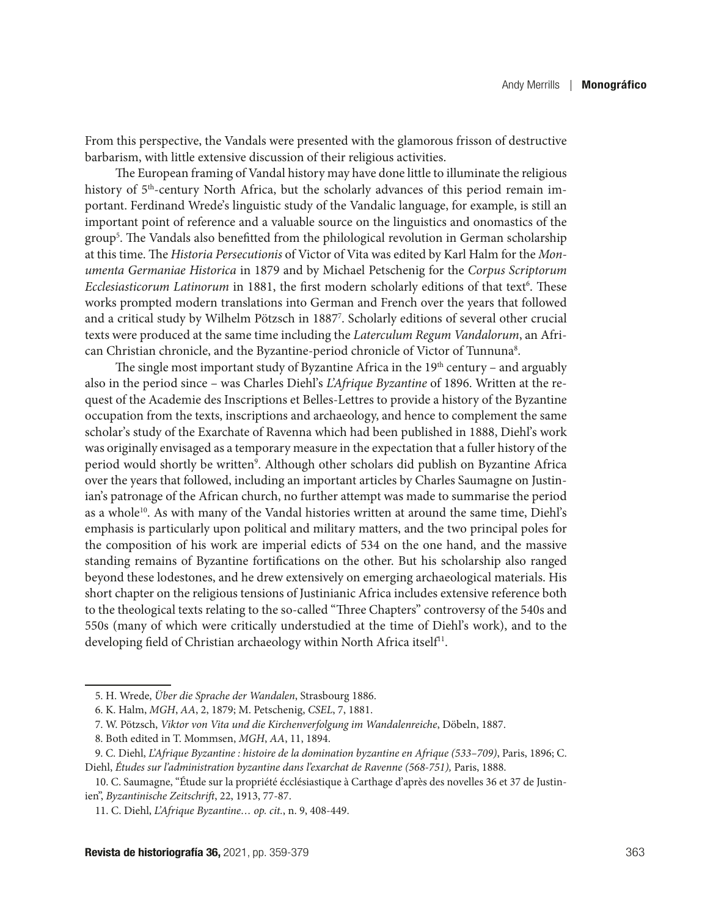From this perspective, the Vandals were presented with the glamorous frisson of destructive barbarism, with little extensive discussion of their religious activities.

The European framing of Vandal history may have done little to illuminate the religious history of 5th-century North Africa, but the scholarly advances of this period remain important. Ferdinand Wrede's linguistic study of the Vandalic language, for example, is still an important point of reference and a valuable source on the linguistics and onomastics of the group[5]. The Vandals also benefitted from the philological revolution in German scholarship at this time. The *Historia Persecutionis* of Victor of Vita was edited by Karl Halm for the *Monumenta Germaniae Historica* in 1879 and by Michael Petschenig for the *Corpus Scriptorum Ecclesiasticorum Latinorum* in 1881, the first modern scholarly editions of that text[6]. These works prompted modern translations into German and French over the years that followed and a critical study by Wilhelm Pötzsch in 1887[7]. Scholarly editions of several other crucial texts were produced at the same time including the *Laterculum Regum Vandalorum*, an African Christian chronicle, and the Byzantine-period chronicle of Victor of Tunnuna[8].

The single most important study of Byzantine Africa in the 19th century – and arguably also in the period since – was Charles Diehl's *L'Afrique Byzantine* of 1896. Written at the request of the Academie des Inscriptions et Belles-Lettres to provide a history of the Byzantine occupation from the texts, inscriptions and archaeology, and hence to complement the same scholar's study of the Exarchate of Ravenna which had been published in 1888, Diehl's work was originally envisaged as a temporary measure in the expectation that a fuller history of the period would shortly be written[9]. Although other scholars did publish on Byzantine Africa over the years that followed, including an important articles by Charles Saumagne on Justinian's patronage of the African church, no further attempt was made to summarise the period as a whole[10]. As with many of the Vandal histories written at around the same time, Diehl's emphasis is particularly upon political and military matters, and the two principal poles for the composition of his work are imperial edicts of 534 on the one hand, and the massive standing remains of Byzantine fortifications on the other. But his scholarship also ranged beyond these lodestones, and he drew extensively on emerging archaeological materials. His short chapter on the religious tensions of Justinianic Africa includes extensive reference both to the theological texts relating to the so-called "Three Chapters" controversy of the 540s and 550s (many of which were critically understudied at the time of Diehl's work), and to the developing field of Christian archaeology within North Africa itself[11].

---

5. H. Wrede, *Über die Sprache der Wandalen*, Strasbourg 1886.

6. K. Halm, *MGH*, *AA*, 2, 1879; M. Petschenig, *CSEL*, 7, 1881.

7. W. Pötzsch, *Viktor von Vita und die Kirchenverfolgung im Wandalenreiche*, Döbeln, 1887.

8. Both edited in T. Mommsen, *MGH*, *AA*, 11, 1894.

9. C. Diehl, *L'Afrique Byzantine : histoire de la domination byzantine en Afrique (533–709)*, Paris, 1896; C. Diehl, *Études sur l'administration byzantine dans l'exarchat de Ravenne (568-751),* Paris, 1888.

10. C. Saumagne, "Étude sur la propriété écclésiastique à Carthage d'après des novelles 36 et 37 de Justinien", *Byzantinische Zeitschrift*, 22, 1913, 77-87.

11. C. Diehl, *L'Afrique Byzantine… op. cit.*, n. 9, 408-449.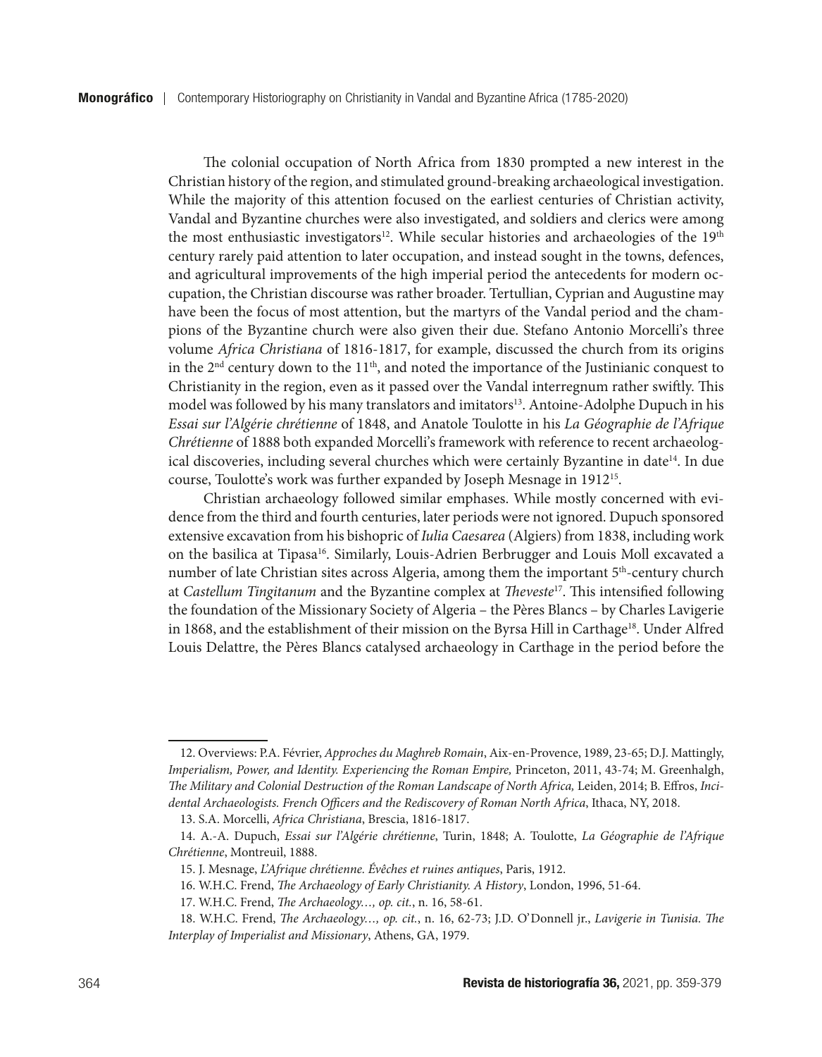The colonial occupation of North Africa from 1830 prompted a new interest in the Christian history of the region, and stimulated ground-breaking archaeological investigation. While the majority of this attention focused on the earliest centuries of Christian activity, Vandal and Byzantine churches were also investigated, and soldiers and clerics were among the most enthusiastic investigators[12]. While secular histories and archaeologies of the 19th century rarely paid attention to later occupation, and instead sought in the towns, defences, and agricultural improvements of the high imperial period the antecedents for modern occupation, the Christian discourse was rather broader. Tertullian, Cyprian and Augustine may have been the focus of most attention, but the martyrs of the Vandal period and the champions of the Byzantine church were also given their due. Stefano Antonio Morcelli's three volume *Africa Christiana* of 1816-1817, for example, discussed the church from its origins in the 2nd century down to the 11th, and noted the importance of the Justinianic conquest to Christianity in the region, even as it passed over the Vandal interregnum rather swiftly. This model was followed by his many translators and imitators[13]. Antoine-Adolphe Dupuch in his *Essai sur l'Algérie chrétienne* of 1848, and Anatole Toulotte in his *La Géographie de l'Afrique Chrétienne* of 1888 both expanded Morcelli's framework with reference to recent archaeological discoveries, including several churches which were certainly Byzantine in date[14]. In due course, Toulotte's work was further expanded by Joseph Mesnage in 1912[15].

Christian archaeology followed similar emphases. While mostly concerned with evidence from the third and fourth centuries, later periods were not ignored. Dupuch sponsored extensive excavation from his bishopric of *Iulia Caesarea* (Algiers) from 1838, including work on the basilica at Tipasa[16]. Similarly, Louis-Adrien Berbrugger and Louis Moll excavated a number of late Christian sites across Algeria, among them the important 5th-century church at *Castellum Tingitanum* and the Byzantine complex at *Theveste*[17]. This intensified following the foundation of the Missionary Society of Algeria – the Pères Blancs – by Charles Lavigerie in 1868, and the establishment of their mission on the Byrsa Hill in Carthage[18]. Under Alfred Louis Delattre, the Pères Blancs catalysed archaeology in Carthage in the period before the

---

12. Overviews: P.A. Février, *Approches du Maghreb Romain*, Aix-en-Provence, 1989, 23-65; D.J. Mattingly, *Imperialism, Power, and Identity. Experiencing the Roman Empire,* Princeton, 2011, 43-74; M. Greenhalgh, *The Military and Colonial Destruction of the Roman Landscape of North Africa,* Leiden, 2014; B. Effros, *Incidental Archaeologists. French Officers and the Rediscovery of Roman North Africa*, Ithaca, NY, 2018.

13. S.A. Morcelli, *Africa Christiana*, Brescia, 1816-1817.

14. A.-A. Dupuch, *Essai sur l'Algérie chrétienne*, Turin, 1848; A. Toulotte, *La Géographie de l'Afrique Chrétienne*, Montreuil, 1888.

15. J. Mesnage, *L'Afrique chrétienne. Évêches et ruines antiques*, Paris, 1912.

16. W.H.C. Frend, *The Archaeology of Early Christianity. A History*, London, 1996, 51-64.

17. W.H.C. Frend, *The Archaeology…, op. cit.*, n. 16, 58-61.

18. W.H.C. Frend, *The Archaeology…, op. cit.*, n. 16, 62-73; J.D. O'Donnell jr., *Lavigerie in Tunisia. The Interplay of Imperialist and Missionary*, Athens, GA, 1979.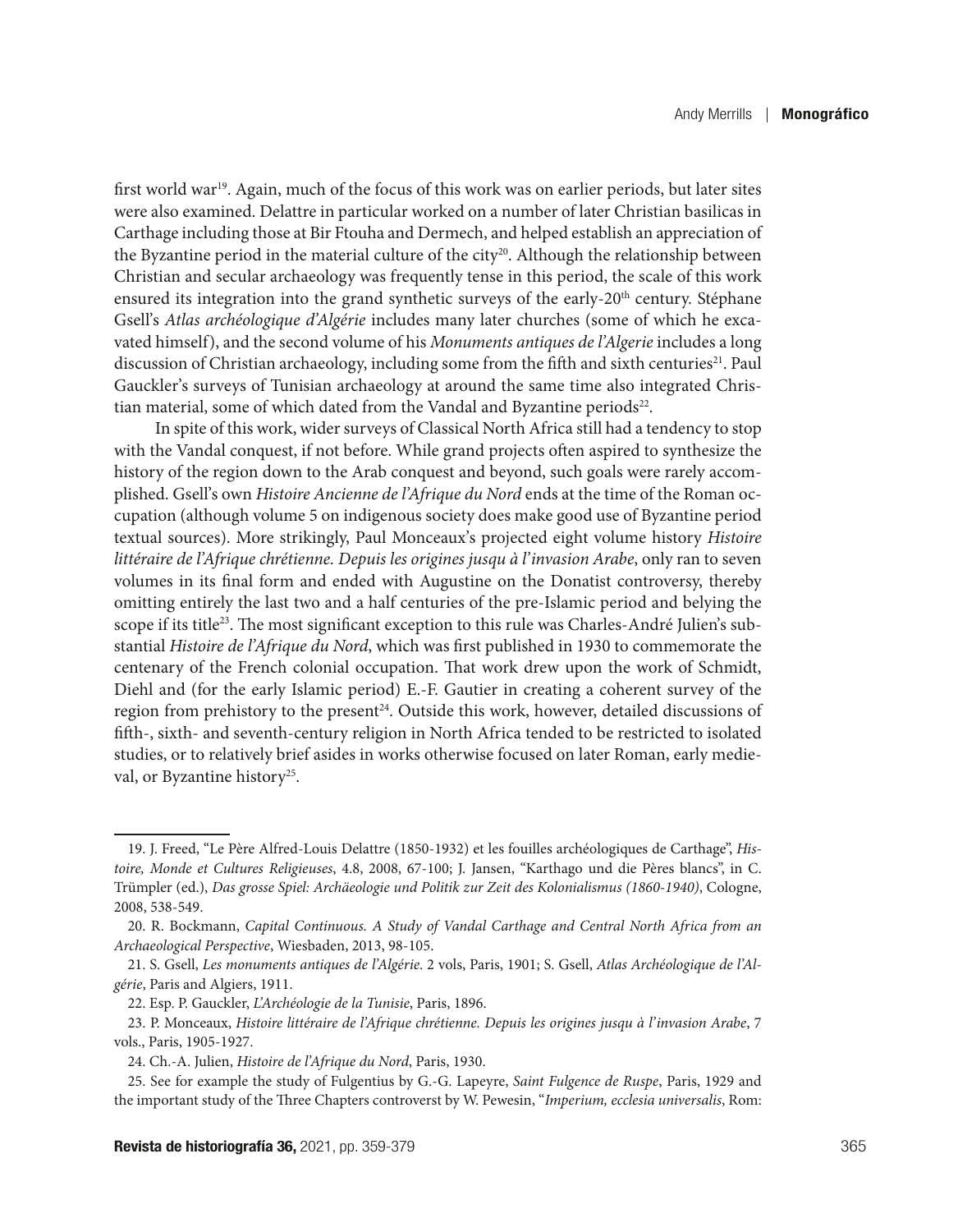first world war[19]. Again, much of the focus of this work was on earlier periods, but later sites were also examined. Delattre in particular worked on a number of later Christian basilicas in Carthage including those at Bir Ftouha and Dermech, and helped establish an appreciation of the Byzantine period in the material culture of the city[20]. Although the relationship between Christian and secular archaeology was frequently tense in this period, the scale of this work ensured its integration into the grand synthetic surveys of the early-20th century. Stéphane Gsell's *Atlas archéologique d'Algérie* includes many later churches (some of which he excavated himself), and the second volume of his *Monuments antiques de l'Algerie* includes a long discussion of Christian archaeology, including some from the fifth and sixth centuries[21]. Paul Gauckler's surveys of Tunisian archaeology at around the same time also integrated Christian material, some of which dated from the Vandal and Byzantine periods[22].

In spite of this work, wider surveys of Classical North Africa still had a tendency to stop with the Vandal conquest, if not before. While grand projects often aspired to synthesize the history of the region down to the Arab conquest and beyond, such goals were rarely accomplished. Gsell's own *Histoire Ancienne de l'Afrique du Nord* ends at the time of the Roman occupation (although volume 5 on indigenous society does make good use of Byzantine period textual sources). More strikingly, Paul Monceaux's projected eight volume history *Histoire littéraire de l'Afrique chrétienne. Depuis les origines jusqu à l'invasion Arabe*, only ran to seven volumes in its final form and ended with Augustine on the Donatist controversy, thereby omitting entirely the last two and a half centuries of the pre-Islamic period and belying the scope if its title[23]. The most significant exception to this rule was Charles-André Julien's substantial *Histoire de l'Afrique du Nord*, which was first published in 1930 to commemorate the centenary of the French colonial occupation. That work drew upon the work of Schmidt, Diehl and (for the early Islamic period) E.-F. Gautier in creating a coherent survey of the region from prehistory to the present[24]. Outside this work, however, detailed discussions of fifth-, sixth- and seventh-century religion in North Africa tended to be restricted to isolated studies, or to relatively brief asides in works otherwise focused on later Roman, early medieval, or Byzantine history[25].

---

19. J. Freed, "Le Père Alfred-Louis Delattre (1850-1932) et les fouilles archéologiques de Carthage", *Histoire, Monde et Cultures Religieuses*, 4.8, 2008, 67-100; J. Jansen, "Karthago und die Pères blancs", in C. Trümpler (ed.), *Das grosse Spiel: Archäeologie und Politik zur Zeit des Kolonialismus (1860-1940)*, Cologne, 2008, 538-549.

20. R. Bockmann, *Capital Continuous. A Study of Vandal Carthage and Central North Africa from an Archaeological Perspective*, Wiesbaden, 2013, 98-105.

21. S. Gsell, *Les monuments antiques de l'Algérie*. 2 vols, Paris, 1901; S. Gsell, *Atlas Archéologique de l'Algérie*, Paris and Algiers, 1911.

22. Esp. P. Gauckler, *L'Archéologie de la Tunisie*, Paris, 1896.

23. P. Monceaux, *Histoire littéraire de l'Afrique chrétienne. Depuis les origines jusqu à l'invasion Arabe*, 7 vols., Paris, 1905-1927.

24. Ch.-A. Julien, *Histoire de l'Afrique du Nord*, Paris, 1930.

25. See for example the study of Fulgentius by G.-G. Lapeyre, *Saint Fulgence de Ruspe*, Paris, 1929 and the important study of the Three Chapters controverst by W. Pewesin, "*Imperium, ecclesia universalis*, Rom: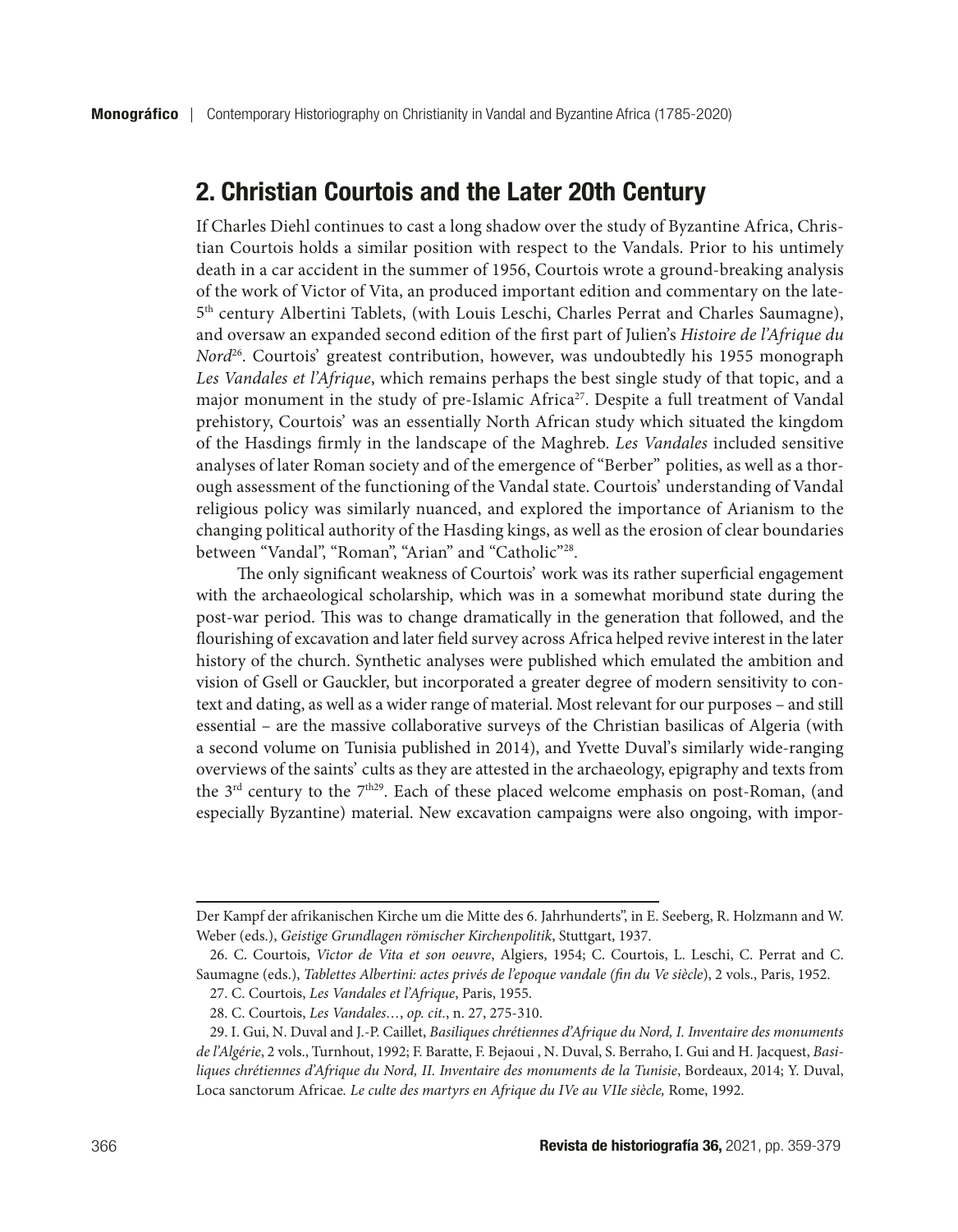## 2. Christian Courtois and the Later 20th Century

If Charles Diehl continues to cast a long shadow over the study of Byzantine Africa, Christian Courtois holds a similar position with respect to the Vandals. Prior to his untimely death in a car accident in the summer of 1956, Courtois wrote a ground-breaking analysis of the work of Victor of Vita, an produced important edition and commentary on the late-5th century Albertini Tablets, (with Louis Leschi, Charles Perrat and Charles Saumagne), and oversaw an expanded second edition of the first part of Julien's *Histoire de l'Afrique du Nord*[26]. Courtois' greatest contribution, however, was undoubtedly his 1955 monograph *Les Vandales et l'Afrique*, which remains perhaps the best single study of that topic, and a major monument in the study of pre-Islamic Africa[27]. Despite a full treatment of Vandal prehistory, Courtois' was an essentially North African study which situated the kingdom of the Hasdings firmly in the landscape of the Maghreb. *Les Vandales* included sensitive analyses of later Roman society and of the emergence of "Berber" polities, as well as a thorough assessment of the functioning of the Vandal state. Courtois' understanding of Vandal religious policy was similarly nuanced, and explored the importance of Arianism to the changing political authority of the Hasding kings, as well as the erosion of clear boundaries between "Vandal", "Roman", "Arian" and "Catholic"[28].

The only significant weakness of Courtois' work was its rather superficial engagement with the archaeological scholarship, which was in a somewhat moribund state during the post-war period. This was to change dramatically in the generation that followed, and the flourishing of excavation and later field survey across Africa helped revive interest in the later history of the church. Synthetic analyses were published which emulated the ambition and vision of Gsell or Gauckler, but incorporated a greater degree of modern sensitivity to context and dating, as well as a wider range of material. Most relevant for our purposes – and still essential – are the massive collaborative surveys of the Christian basilicas of Algeria (with a second volume on Tunisia published in 2014), and Yvette Duval's similarly wide-ranging overviews of the saints' cults as they are attested in the archaeology, epigraphy and texts from the 3rd century to the 7th[29]. Each of these placed welcome emphasis on post-Roman, (and especially Byzantine) material. New excavation campaigns were also ongoing, with impor-

---

Der Kampf der afrikanischen Kirche um die Mitte des 6. Jahrhunderts", in E. Seeberg, R. Holzmann and W. Weber (eds.), *Geistige Grundlagen römischer Kirchenpolitik*, Stuttgart, 1937.

26. C. Courtois, *Victor de Vita et son oeuvre*, Algiers, 1954; C. Courtois, L. Leschi, C. Perrat and C. Saumagne (eds.), *Tablettes Albertini: actes privés de l'epoque vandale (fin du Ve siècle)*, 2 vols., Paris, 1952.

27. C. Courtois, *Les Vandales et l'Afrique*, Paris, 1955.

28. C. Courtois, *Les Vandales*…, *op. cit.*, n. 27, 275-310.

29. I. Gui, N. Duval and J.-P. Caillet, *Basiliques chrétiennes d'Afrique du Nord, I. Inventaire des monuments de l'Algérie*, 2 vols., Turnhout, 1992; F. Baratte, F. Bejaoui , N. Duval, S. Berraho, I. Gui and H. Jacquest, *Basiliques chrétiennes d'Afrique du Nord, II. Inventaire des monuments de la Tunisie*, Bordeaux, 2014; Y. Duval, Loca sanctorum Africae*. Le culte des martyrs en Afrique du IVe au VIIe siècle,* Rome, 1992.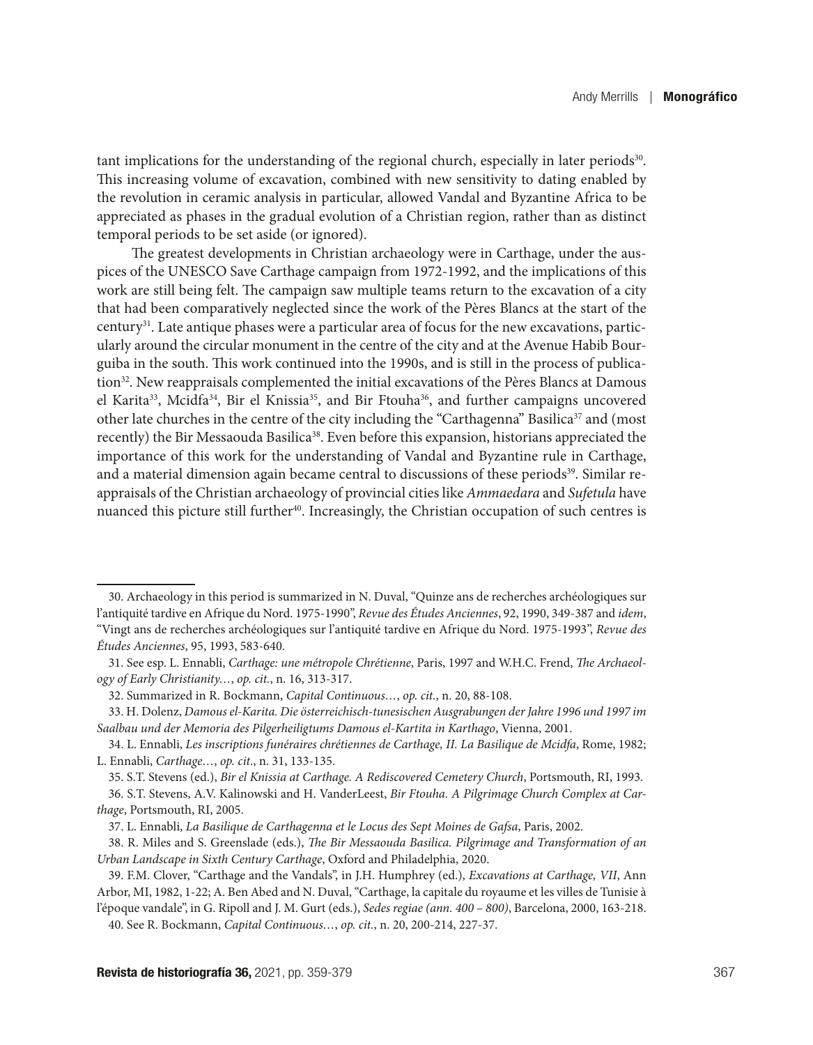tant implications for the understanding of the regional church, especially in later periods[30]. This increasing volume of excavation, combined with new sensitivity to dating enabled by the revolution in ceramic analysis in particular, allowed Vandal and Byzantine Africa to be appreciated as phases in the gradual evolution of a Christian region, rather than as distinct temporal periods to be set aside (or ignored).

The greatest developments in Christian archaeology were in Carthage, under the auspices of the UNESCO Save Carthage campaign from 1972-1992, and the implications of this work are still being felt. The campaign saw multiple teams return to the excavation of a city that had been comparatively neglected since the work of the Pères Blancs at the start of the century[31]. Late antique phases were a particular area of focus for the new excavations, particularly around the circular monument in the centre of the city and at the Avenue Habib Bourguiba in the south. This work continued into the 1990s, and is still in the process of publication[32]. New reappraisals complemented the initial excavations of the Pères Blancs at Damous el Karita[33], Mcidfa[34], Bir el Knissia[35], and Bir Ftouha[36], and further campaigns uncovered other late churches in the centre of the city including the "Carthagenna" Basilica[37] and (most recently) the Bir Messaouda Basilica[38]. Even before this expansion, historians appreciated the importance of this work for the understanding of Vandal and Byzantine rule in Carthage, and a material dimension again became central to discussions of these periods[39]. Similar reappraisals of the Christian archaeology of provincial cities like *Ammaedara* and *Sufetula* have nuanced this picture still further[40]. Increasingly, the Christian occupation of such centres is

---

30. Archaeology in this period is summarized in N. Duval, "Quinze ans de recherches archéologiques sur l'antiquité tardive en Afrique du Nord. 1975-1990", *Revue des Études Anciennes*, 92, 1990, 349-387 and *idem*, "Vingt ans de recherches archéologiques sur l'antiquité tardive en Afrique du Nord. 1975-1993", *Revue des Études Anciennes*, 95, 1993, 583-640.

31. See esp. L. Ennabli, *Carthage: une métropole Chrétienne*, Paris, 1997 and W.H.C. Frend, *The Archaeology of Early Christianity…*, *op. cit.*, n. 16, 313-317.

32. Summarized in R. Bockmann, *Capital Continuous…*, *op. cit.*, n. 20, 88-108.

33. H. Dolenz, *Damous el-Karita. Die österreichisch-tunesischen Ausgrabungen der Jahre 1996 und 1997 im Saalbau und der Memoria des Pilgerheiligtums Damous el-Kartita in Karthago*, Vienna, 2001.

34. L. Ennabli, *Les inscriptions funéraires chrétiennes de Carthage, II. La Basilique de Mcidfa*, Rome, 1982; L. Ennabli, *Carthage…*, *op. cit*., n. 31, 133-135.

35. S.T. Stevens (ed.), *Bir el Knissia at Carthage. A Rediscovered Cemetery Church*, Portsmouth, RI, 1993.

36. S.T. Stevens, A.V. Kalinowski and H. VanderLeest, *Bir Ftouha. A Pilgrimage Church Complex at Carthage*, Portsmouth, RI, 2005.

37. L. Ennabli, *La Basilique de Carthagenna et le Locus des Sept Moines de Gafsa*, Paris, 2002.

38. R. Miles and S. Greenslade (eds.), *The Bir Messaouda Basilica. Pilgrimage and Transformation of an Urban Landscape in Sixth Century Carthage*, Oxford and Philadelphia, 2020.

39. F.M. Clover, "Carthage and the Vandals", in J.H. Humphrey (ed.), *Excavations at Carthage, VII*, Ann Arbor, MI, 1982, 1-22; A. Ben Abed and N. Duval, "Carthage, la capitale du royaume et les villes de Tunisie à l'époque vandale", in G. Ripoll and J. M. Gurt (eds.), *Sedes regiae (ann. 400 – 800)*, Barcelona, 2000, 163-218.

40. See R. Bockmann, *Capital Continuous…*, *op. cit.*, n. 20, 200-214, 227-37.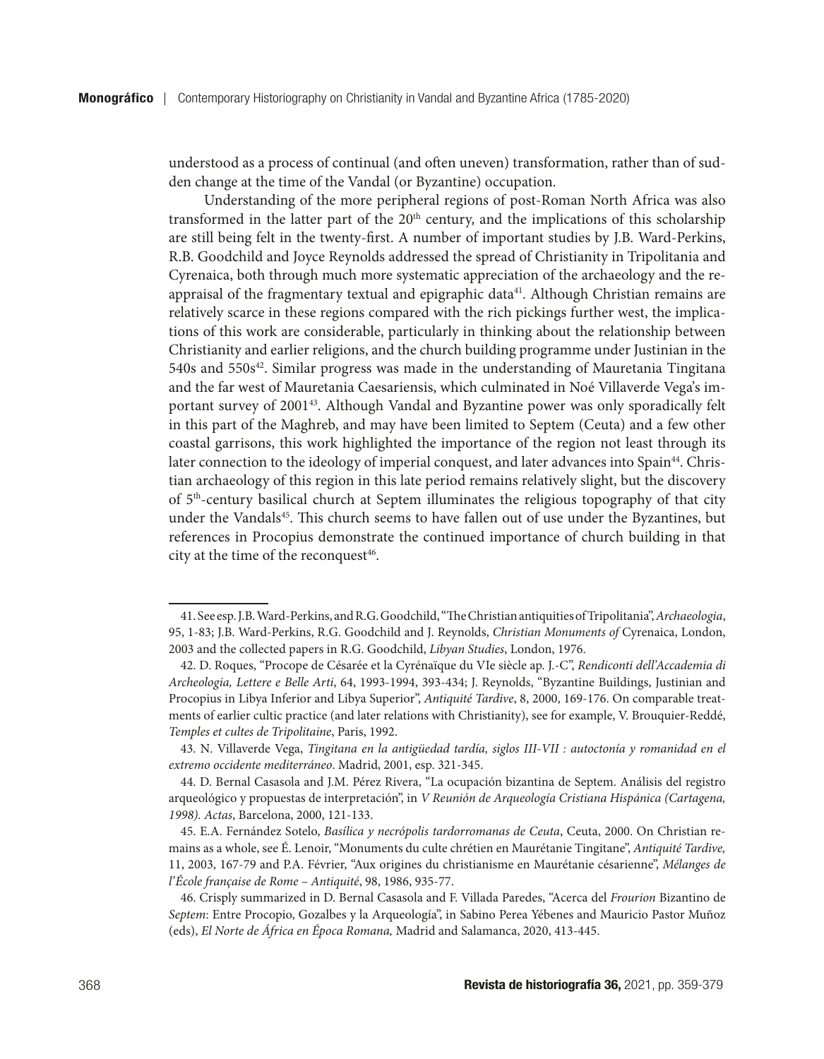understood as a process of continual (and often uneven) transformation, rather than of sudden change at the time of the Vandal (or Byzantine) occupation.

Understanding of the more peripheral regions of post-Roman North Africa was also transformed in the latter part of the 20th century, and the implications of this scholarship are still being felt in the twenty-first. A number of important studies by J.B. Ward-Perkins, R.B. Goodchild and Joyce Reynolds addressed the spread of Christianity in Tripolitania and Cyrenaica, both through much more systematic appreciation of the archaeology and the reappraisal of the fragmentary textual and epigraphic data[41]. Although Christian remains are relatively scarce in these regions compared with the rich pickings further west, the implications of this work are considerable, particularly in thinking about the relationship between Christianity and earlier religions, and the church building programme under Justinian in the 540s and 550s[42]. Similar progress was made in the understanding of Mauretania Tingitana and the far west of Mauretania Caesariensis, which culminated in Noé Villaverde Vega's important survey of 2001[43]. Although Vandal and Byzantine power was only sporadically felt in this part of the Maghreb, and may have been limited to Septem (Ceuta) and a few other coastal garrisons, this work highlighted the importance of the region not least through its later connection to the ideology of imperial conquest, and later advances into Spain[44]. Christian archaeology of this region in this late period remains relatively slight, but the discovery of 5th-century basilical church at Septem illuminates the religious topography of that city under the Vandals[45]. This church seems to have fallen out of use under the Byzantines, but references in Procopius demonstrate the continued importance of church building in that city at the time of the reconquest[46].

---

41. See esp. J.B. Ward-Perkins, and R.G. Goodchild, "The Christian antiquities of Tripolitania", *Archaeologia*, 95, 1-83; J.B. Ward-Perkins, R.G. Goodchild and J. Reynolds, *Christian Monuments of* Cyrenaica, London, 2003 and the collected papers in R.G. Goodchild, *Libyan Studies*, London, 1976.

42. D. Roques, "Procope de Césarée et la Cyrénaïque du VIe siècle ap. J.-C", *Rendiconti dell'Accademia di Archeologia, Lettere e Belle Arti*, 64, 1993-1994, 393-434; J. Reynolds, "Byzantine Buildings, Justinian and Procopius in Libya Inferior and Libya Superior", *Antiquité Tardive*, 8, 2000, 169-176. On comparable treatments of earlier cultic practice (and later relations with Christianity), see for example, V. Brouquier-Reddé, *Temples et cultes de Tripolitaine*, Paris, 1992.

43. N. Villaverde Vega, *Tingitana en la antigüedad tardía, siglos III-VII : autoctonía y romanidad en el extremo occidente mediterráneo*. Madrid, 2001, esp. 321-345.

44. D. Bernal Casasola and J.M. Pérez Rivera, "La ocupación bizantina de Septem. Análisis del registro arqueológico y propuestas de interpretación", in *V Reunión de Arqueología Cristiana Hispánica (Cartagena, 1998). Actas*, Barcelona, 2000, 121-133.

45. E.A. Fernández Sotelo, *Basílica y necrópolis tardorromanas de Ceuta*, Ceuta, 2000. On Christian remains as a whole, see É. Lenoir, "Monuments du culte chrétien en Maurétanie Tingitane", *Antiquité Tardive,* 11, 2003, 167-79 and P.A. Février, "Aux origines du christianisme en Maurétanie césarienne", *Mélanges de l'École française de Rome – Antiquité*, 98, 1986, 935-77.

46. Crisply summarized in D. Bernal Casasola and F. Villada Paredes, "Acerca del *Frourion* Bizantino de *Septem*: Entre Procopio, Gozalbes y la Arqueología", in Sabino Perea Yébenes and Mauricio Pastor Muñoz (eds), *El Norte de África en Época Romana,* Madrid and Salamanca, 2020, 413-445.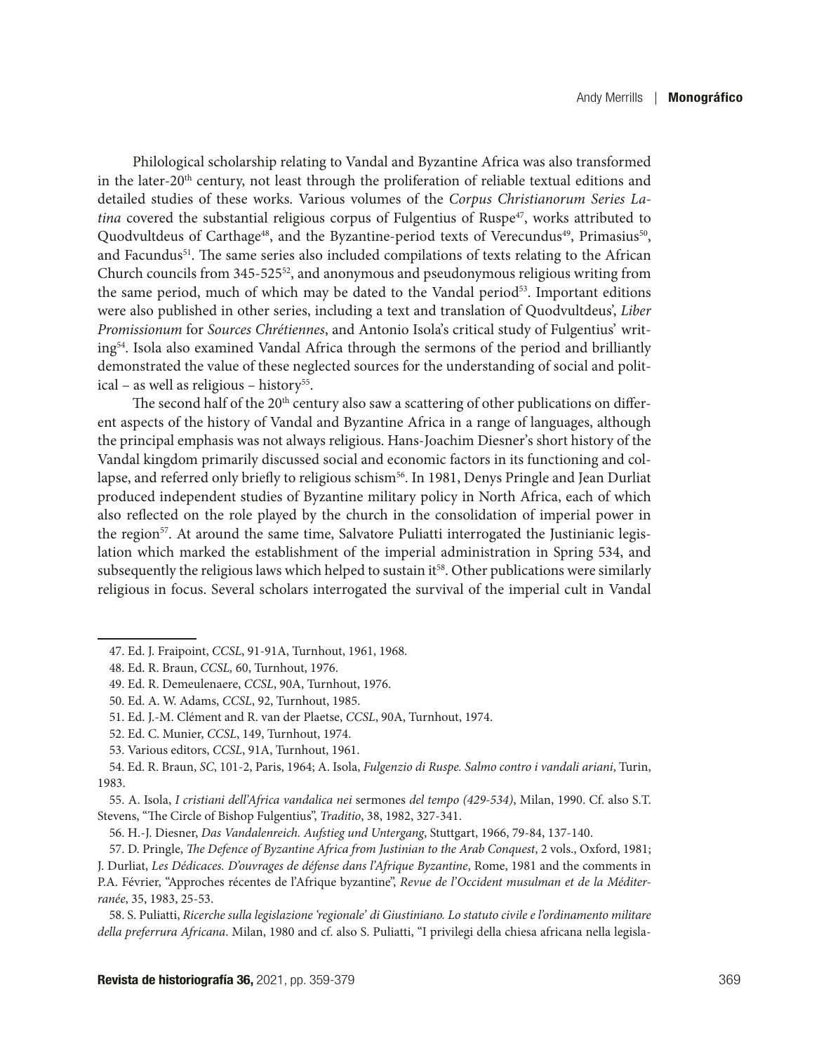Philological scholarship relating to Vandal and Byzantine Africa was also transformed in the later-20th century, not least through the proliferation of reliable textual editions and detailed studies of these works. Various volumes of the *Corpus Christianorum Series Latina* covered the substantial religious corpus of Fulgentius of Ruspe[47], works attributed to Quodvultdeus of Carthage[48], and the Byzantine-period texts of Verecundus[49], Primasius[50], and Facundus[51]. The same series also included compilations of texts relating to the African Church councils from 345-525[52], and anonymous and pseudonymous religious writing from the same period, much of which may be dated to the Vandal period[53]. Important editions were also published in other series, including a text and translation of Quodvultdeus', *Liber Promissionum* for *Sources Chrétiennes*, and Antonio Isola's critical study of Fulgentius' writing[54]. Isola also examined Vandal Africa through the sermons of the period and brilliantly demonstrated the value of these neglected sources for the understanding of social and political – as well as religious – history[55].

The second half of the 20th century also saw a scattering of other publications on different aspects of the history of Vandal and Byzantine Africa in a range of languages, although the principal emphasis was not always religious. Hans-Joachim Diesner's short history of the Vandal kingdom primarily discussed social and economic factors in its functioning and collapse, and referred only briefly to religious schism[56]. In 1981, Denys Pringle and Jean Durliat produced independent studies of Byzantine military policy in North Africa, each of which also reflected on the role played by the church in the consolidation of imperial power in the region[57]. At around the same time, Salvatore Puliatti interrogated the Justinianic legislation which marked the establishment of the imperial administration in Spring 534, and subsequently the religious laws which helped to sustain it[58]. Other publications were similarly religious in focus. Several scholars interrogated the survival of the imperial cult in Vandal

47. Ed. J. Fraipoint, *CCSL*, 91-91A, Turnhout, 1961, 1968.

48. Ed. R. Braun, *CCSL,* 60, Turnhout, 1976.

49. Ed. R. Demeulenaere, *CCSL*, 90A, Turnhout, 1976.

50. Ed. A. W. Adams, *CCSL*, 92, Turnhout, 1985.

51. Ed. J.-M. Clément and R. van der Plaetse, *CCSL*, 90A, Turnhout, 1974.

52. Ed. C. Munier, *CCSL*, 149, Turnhout, 1974.

53. Various editors, *CCSL*, 91A, Turnhout, 1961.

54. Ed. R. Braun, *SC*, 101-2, Paris, 1964; A. Isola, *Fulgenzio di Ruspe. Salmo contro i vandali ariani*, Turin, 1983.

55. A. Isola, *I cristiani dell'Africa vandalica nei* sermones *del tempo (429-534)*, Milan, 1990. Cf. also S.T. Stevens, "The Circle of Bishop Fulgentius", *Traditio*, 38, 1982, 327-341.

56. H.-J. Diesner, *Das Vandalenreich. Aufstieg und Untergang*, Stuttgart, 1966, 79-84, 137-140.

57. D. Pringle, *The Defence of Byzantine Africa from Justinian to the Arab Conquest*, 2 vols., Oxford, 1981; J. Durliat, *Les Dédicaces. D'ouvrages de défense dans l'Afrique Byzantine*, Rome, 1981 and the comments in P.A. Février, "Approches récentes de l'Afrique byzantine", *Revue de l'Occident musulman et de la Méditerranée*, 35, 1983, 25-53.

58. S. Puliatti, *Ricerche sulla legislazione 'regionale' di Giustiniano. Lo statuto civile e l'ordinamento militare della preferrura Africana*. Milan, 1980 and cf. also S. Puliatti, "I privilegi della chiesa africana nella legisla-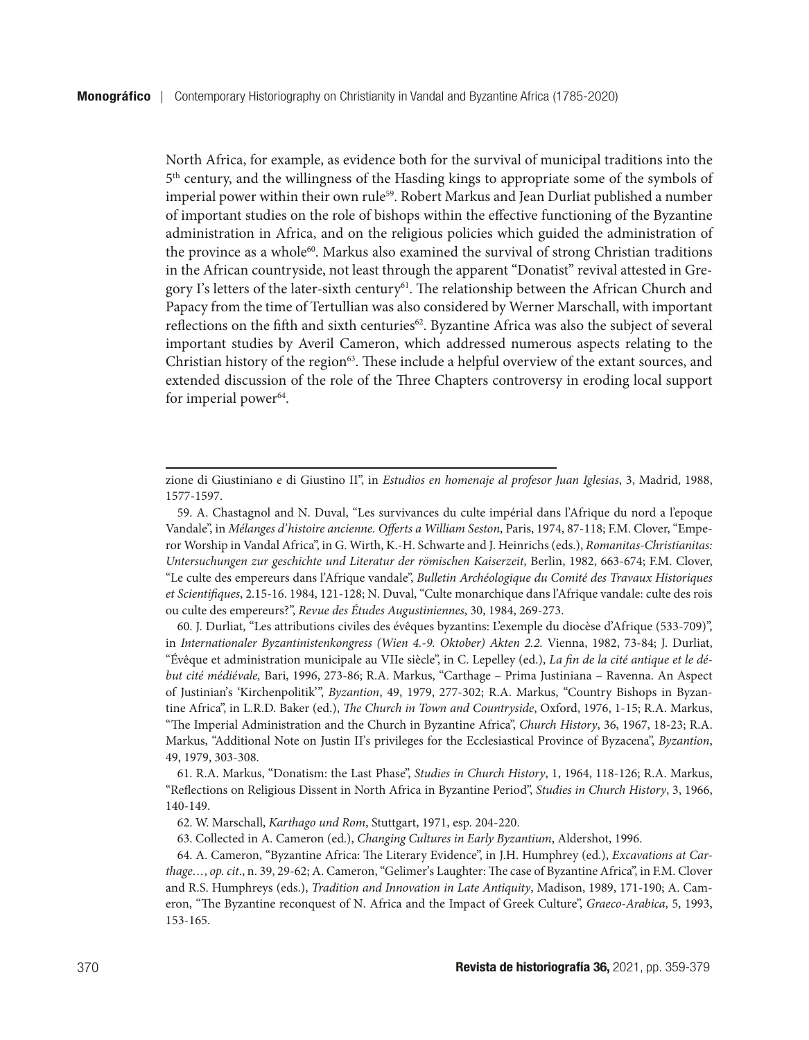North Africa, for example, as evidence both for the survival of municipal traditions into the 5th century, and the willingness of the Hasding kings to appropriate some of the symbols of imperial power within their own rule[59]. Robert Markus and Jean Durliat published a number of important studies on the role of bishops within the effective functioning of the Byzantine administration in Africa, and on the religious policies which guided the administration of the province as a whole[60]. Markus also examined the survival of strong Christian traditions in the African countryside, not least through the apparent "Donatist" revival attested in Gregory I's letters of the later-sixth century[61]. The relationship between the African Church and Papacy from the time of Tertullian was also considered by Werner Marschall, with important reflections on the fifth and sixth centuries[62]. Byzantine Africa was also the subject of several important studies by Averil Cameron, which addressed numerous aspects relating to the Christian history of the region[63]. These include a helpful overview of the extant sources, and extended discussion of the role of the Three Chapters controversy in eroding local support for imperial power[64].

---

zione di Giustiniano e di Giustino II", in *Estudios en homenaje al profesor Juan Iglesias*, 3, Madrid, 1988, 1577-1597.

59. A. Chastagnol and N. Duval, "Les survivances du culte impérial dans l'Afrique du nord a l'epoque Vandale", in *Mélanges d'histoire ancienne. Offerts a William Seston*, Paris, 1974, 87-118; F.M. Clover, "Emperor Worship in Vandal Africa", in G. Wirth, K.-H. Schwarte and J. Heinrichs (eds.), *Romanitas-Christianitas: Untersuchungen zur geschichte und Literatur der römischen Kaiserzeit*, Berlin, 1982, 663-674; F.M. Clover, "Le culte des empereurs dans l'Afrique vandale", *Bulletin Archéologique du Comité des Travaux Historiques et Scientifiques*, 2.15-16. 1984, 121-128; N. Duval, "Culte monarchique dans l'Afrique vandale: culte des rois ou culte des empereurs?", *Revue des Études Augustiniennes*, 30, 1984, 269-273.

60. J. Durliat, "Les attributions civiles des évêques byzantins: L'exemple du diocèse d'Afrique (533-709)", in *Internationaler Byzantinistenkongress (Wien 4.-9. Oktober) Akten 2.2.* Vienna, 1982, 73-84; J. Durliat, "Évêque et administration municipale au VIIe siècle", in C. Lepelley (ed.), *La fin de la cité antique et le début cité médiévale,* Bari, 1996, 273-86; R.A. Markus, "Carthage – Prima Justiniana – Ravenna. An Aspect of Justinian's 'Kirchenpolitik'", *Byzantion*, 49, 1979, 277-302; R.A. Markus, "Country Bishops in Byzantine Africa", in L.R.D. Baker (ed.), *The Church in Town and Countryside*, Oxford, 1976, 1-15; R.A. Markus, "The Imperial Administration and the Church in Byzantine Africa", *Church History*, 36, 1967, 18-23; R.A. Markus, "Additional Note on Justin II's privileges for the Ecclesiastical Province of Byzacena", *Byzantion*, 49, 1979, 303-308.

61. R.A. Markus, "Donatism: the Last Phase", *Studies in Church History*, 1, 1964, 118-126; R.A. Markus, "Reflections on Religious Dissent in North Africa in Byzantine Period", *Studies in Church History*, 3, 1966, 140-149.

62. W. Marschall, *Karthago und Rom*, Stuttgart, 1971, esp. 204-220.

63. Collected in A. Cameron (ed.), *Changing Cultures in Early Byzantium*, Aldershot, 1996.

64. A. Cameron, "Byzantine Africa: The Literary Evidence", in J.H. Humphrey (ed.), *Excavations at Carthage…*, *op. cit*., n. 39, 29-62; A. Cameron, "Gelimer's Laughter: The case of Byzantine Africa", in F.M. Clover and R.S. Humphreys (eds.), *Tradition and Innovation in Late Antiquity*, Madison, 1989, 171-190; A. Cameron, "The Byzantine reconquest of N. Africa and the Impact of Greek Culture", *Graeco-Arabica*, 5, 1993, 153-165.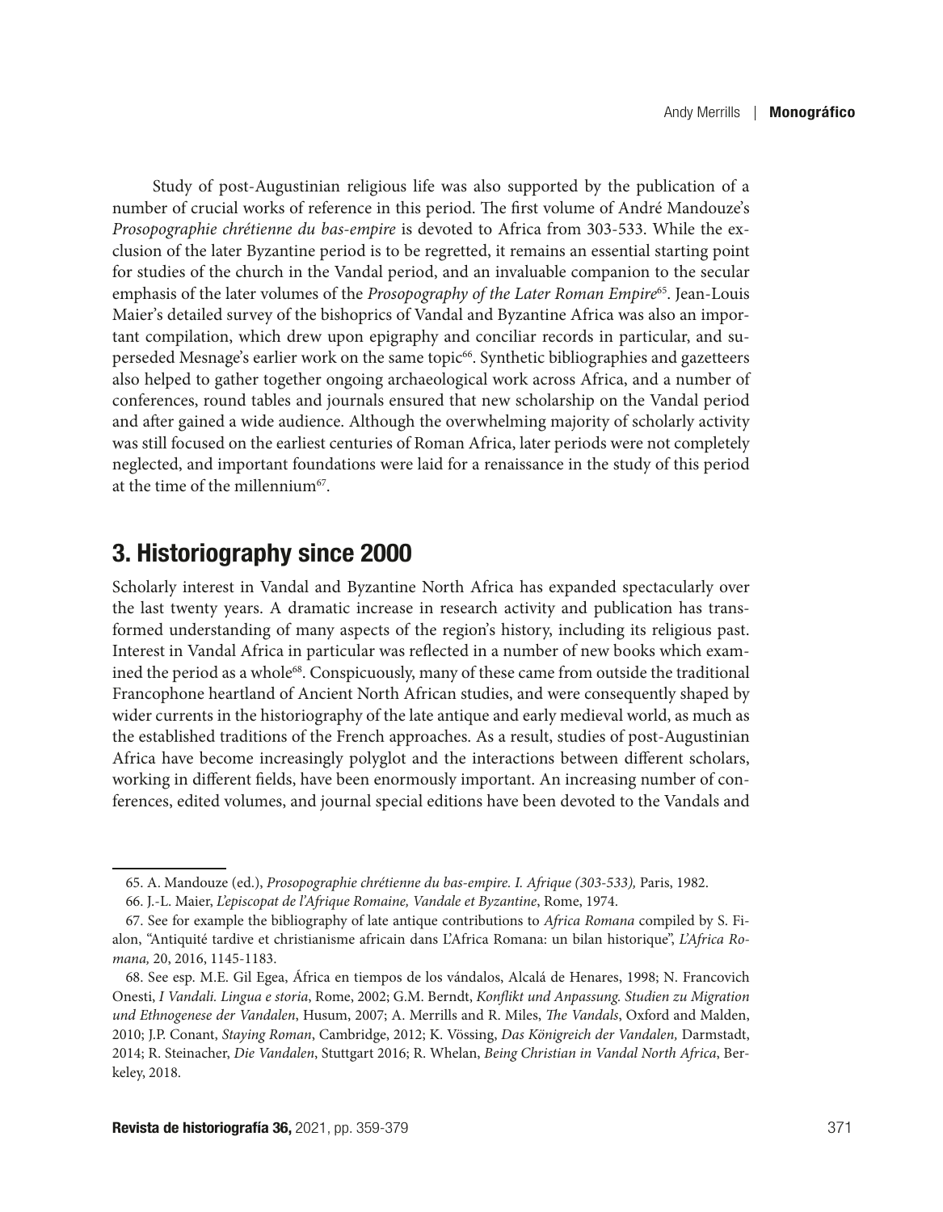Study of post-Augustinian religious life was also supported by the publication of a number of crucial works of reference in this period. The first volume of André Mandouze's *Prosopographie chrétienne du bas-empire* is devoted to Africa from 303-533. While the exclusion of the later Byzantine period is to be regretted, it remains an essential starting point for studies of the church in the Vandal period, and an invaluable companion to the secular emphasis of the later volumes of the *Prosopography of the Later Roman Empire*[65]. Jean-Louis Maier's detailed survey of the bishoprics of Vandal and Byzantine Africa was also an important compilation, which drew upon epigraphy and conciliar records in particular, and superseded Mesnage's earlier work on the same topic[66]. Synthetic bibliographies and gazetteers also helped to gather together ongoing archaeological work across Africa, and a number of conferences, round tables and journals ensured that new scholarship on the Vandal period and after gained a wide audience. Although the overwhelming majority of scholarly activity was still focused on the earliest centuries of Roman Africa, later periods were not completely neglected, and important foundations were laid for a renaissance in the study of this period at the time of the millennium[67].

## 3. Historiography since 2000

Scholarly interest in Vandal and Byzantine North Africa has expanded spectacularly over the last twenty years. A dramatic increase in research activity and publication has transformed understanding of many aspects of the region's history, including its religious past. Interest in Vandal Africa in particular was reflected in a number of new books which examined the period as a whole[68]. Conspicuously, many of these came from outside the traditional Francophone heartland of Ancient North African studies, and were consequently shaped by wider currents in the historiography of the late antique and early medieval world, as much as the established traditions of the French approaches. As a result, studies of post-Augustinian Africa have become increasingly polyglot and the interactions between different scholars, working in different fields, have been enormously important. An increasing number of conferences, edited volumes, and journal special editions have been devoted to the Vandals and

---

65. A. Mandouze (ed.), *Prosopographie chrétienne du bas-empire. I. Afrique (303-533),* Paris, 1982.

66. J.-L. Maier, *L'episcopat de l'Afrique Romaine, Vandale et Byzantine*, Rome, 1974.

67. See for example the bibliography of late antique contributions to *Africa Romana* compiled by S. Fialon, "Antiquité tardive et christianisme africain dans L'Africa Romana: un bilan historique", *L'Africa Romana,* 20, 2016, 1145-1183.

68. See esp. M.E. Gil Egea, África en tiempos de los vándalos, Alcalá de Henares, 1998; N. Francovich Onesti, *I Vandali. Lingua e storia*, Rome, 2002; G.M. Berndt, *Konflikt und Anpassung. Studien zu Migration und Ethnogenese der Vandalen*, Husum, 2007; A. Merrills and R. Miles, *The Vandals*, Oxford and Malden, 2010; J.P. Conant, *Staying Roman*, Cambridge, 2012; K. Vössing, *Das Königreich der Vandalen,* Darmstadt, 2014; R. Steinacher, *Die Vandalen*, Stuttgart 2016; R. Whelan, *Being Christian in Vandal North Africa*, Berkeley, 2018.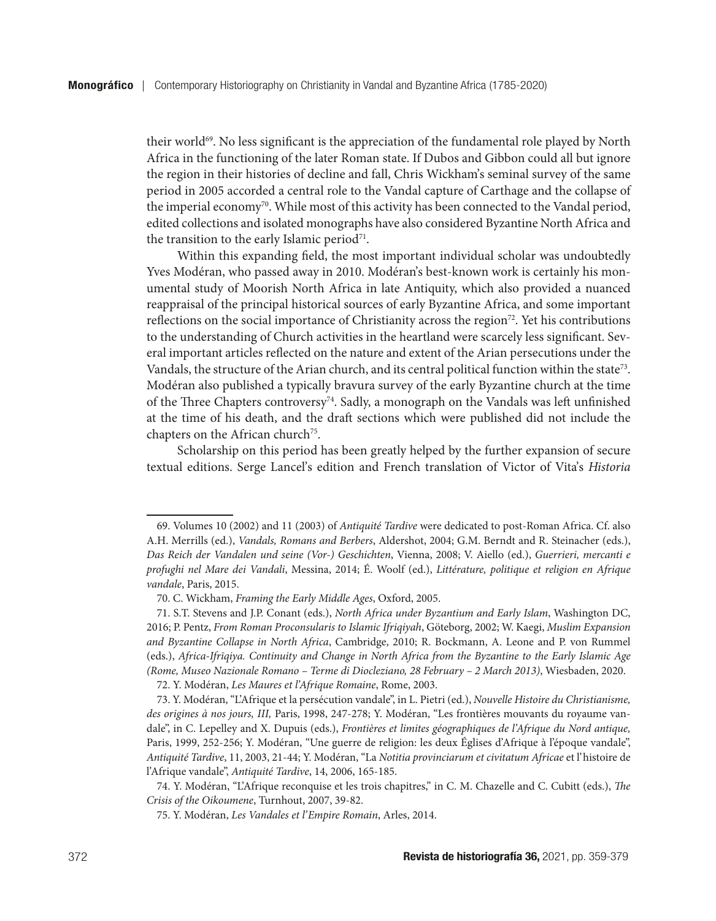their world[69]. No less significant is the appreciation of the fundamental role played by North Africa in the functioning of the later Roman state. If Dubos and Gibbon could all but ignore the region in their histories of decline and fall, Chris Wickham's seminal survey of the same period in 2005 accorded a central role to the Vandal capture of Carthage and the collapse of the imperial economy[70]. While most of this activity has been connected to the Vandal period, edited collections and isolated monographs have also considered Byzantine North Africa and the transition to the early Islamic period[71].

Within this expanding field, the most important individual scholar was undoubtedly Yves Modéran, who passed away in 2010. Modéran's best-known work is certainly his monumental study of Moorish North Africa in late Antiquity, which also provided a nuanced reappraisal of the principal historical sources of early Byzantine Africa, and some important reflections on the social importance of Christianity across the region[72]. Yet his contributions to the understanding of Church activities in the heartland were scarcely less significant. Several important articles reflected on the nature and extent of the Arian persecutions under the Vandals, the structure of the Arian church, and its central political function within the state[73]. Modéran also published a typically bravura survey of the early Byzantine church at the time of the Three Chapters controversy[74]. Sadly, a monograph on the Vandals was left unfinished at the time of his death, and the draft sections which were published did not include the chapters on the African church[75].

Scholarship on this period has been greatly helped by the further expansion of secure textual editions. Serge Lancel's edition and French translation of Victor of Vita's *Historia*

---

69. Volumes 10 (2002) and 11 (2003) of *Antiquité Tardive* were dedicated to post-Roman Africa. Cf. also A.H. Merrills (ed.), *Vandals, Romans and Berbers*, Aldershot, 2004; G.M. Berndt and R. Steinacher (eds.), *Das Reich der Vandalen und seine (Vor-) Geschichten*, Vienna, 2008; V. Aiello (ed.), *Guerrieri, mercanti e profughi nel Mare dei Vandali*, Messina, 2014; É. Woolf (ed.), *Littérature, politique et religion en Afrique vandale*, Paris, 2015.

70. C. Wickham, *Framing the Early Middle Ages*, Oxford, 2005.

71. S.T. Stevens and J.P. Conant (eds.), *North Africa under Byzantium and Early Islam*, Washington DC, 2016; P. Pentz, *From Roman Proconsularis to Islamic Ifriqiyah*, Göteborg, 2002; W. Kaegi, *Muslim Expansion and Byzantine Collapse in North Africa*, Cambridge, 2010; R. Bockmann, A. Leone and P. von Rummel (eds.), *Africa-Ifrīqiya. Continuity and Change in North Africa from the Byzantine to the Early Islamic Age (Rome, Museo Nazionale Romano – Terme di Diocleziano, 28 February – 2 March 2013)*, Wiesbaden, 2020.

72. Y. Modéran, *Les Maures et l'Afrique Romaine*, Rome, 2003.

73. Y. Modéran, "L'Afrique et la persécution vandale", in L. Pietri (ed.), *Nouvelle Histoire du Christianisme, des origines à nos jours, III,* Paris, 1998, 247-278; Y. Modéran, "Les frontières mouvants du royaume vandale", in C. Lepelley and X. Dupuis (eds.), *Frontières et limites géographiques de l'Afrique du Nord antique,* Paris, 1999, 252-256; Y. Modéran, "Une guerre de religion: les deux Églises d'Afrique à l'époque vandale", *Antiquité Tardive*, 11, 2003, 21-44; Y. Modéran, "La *Notitia provinciarum et civitatum Africae* et l'histoire de l'Afrique vandale", *Antiquité Tardive*, 14, 2006, 165-185.

74. Y. Modéran, "L'Afrique reconquise et les trois chapitres," in C. M. Chazelle and C. Cubitt (eds.), *The Crisis of the Oikoumene*, Turnhout, 2007, 39-82.

75. Y. Modéran, *Les Vandales et l'Empire Romain*, Arles, 2014.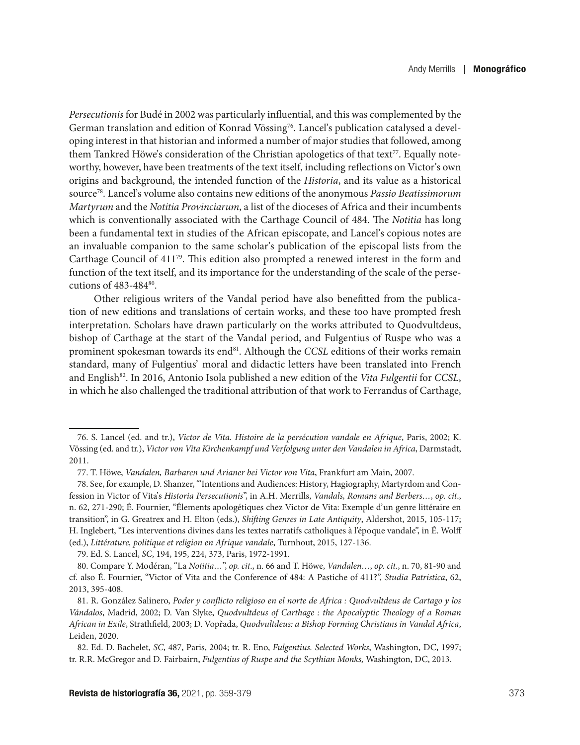*Persecutionis* for Budé in 2002 was particularly influential, and this was complemented by the German translation and edition of Konrad Vössing[76]. Lancel's publication catalysed a developing interest in that historian and informed a number of major studies that followed, among them Tankred Höwe's consideration of the Christian apologetics of that text[77]. Equally noteworthy, however, have been treatments of the text itself, including reflections on Victor's own origins and background, the intended function of the *Historia*, and its value as a historical source[78]. Lancel's volume also contains new editions of the anonymous *Passio Beatissimorum Martyrum* and the *Notitia Provinciarum*, a list of the dioceses of Africa and their incumbents which is conventionally associated with the Carthage Council of 484. The *Notitia* has long been a fundamental text in studies of the African episcopate, and Lancel's copious notes are an invaluable companion to the same scholar's publication of the episcopal lists from the Carthage Council of 411[79]. This edition also prompted a renewed interest in the form and function of the text itself, and its importance for the understanding of the scale of the persecutions of 483-484[80].

Other religious writers of the Vandal period have also benefitted from the publication of new editions and translations of certain works, and these too have prompted fresh interpretation. Scholars have drawn particularly on the works attributed to Quodvultdeus, bishop of Carthage at the start of the Vandal period, and Fulgentius of Ruspe who was a prominent spokesman towards its end[81]. Although the *CCSL* editions of their works remain standard, many of Fulgentius' moral and didactic letters have been translated into French and English[82]. In 2016, Antonio Isola published a new edition of the *Vita Fulgentii* for *CCSL*, in which he also challenged the traditional attribution of that work to Ferrandus of Carthage,

---

76. S. Lancel (ed. and tr.), *Victor de Vita. Histoire de la persécution vandale en Afrique*, Paris, 2002; K. Vössing (ed. and tr.), *Victor von Vita Kirchenkampf und Verfolgung unter den Vandalen in Africa*, Darmstadt, 2011.

77. T. Höwe, *Vandalen, Barbaren und Arianer bei Victor von Vita*, Frankfurt am Main, 2007.

78. See, for example, D. Shanzer, "'Intentions and Audiences: History, Hagiography, Martyrdom and Confession in Victor of Vita's *Historia Persecutionis*", in A.H. Merrills, *Vandals, Romans and Berbers…*, *op. cit*., n. 62, 271-290; É. Fournier, "Élements apologétiques chez Victor de Vita: Exemple d'un genre littéraire en transition", in G. Greatrex and H. Elton (eds.), *Shifting Genres in Late Antiquity*, Aldershot, 2015, 105-117; H. Inglebert, "Les interventions divines dans les textes narratifs catholiques à l'époque vandale", in É. Wolff (ed.), *Littérature, politique et religion en Afrique vandale*, Turnhout, 2015, 127-136.

79. Ed. S. Lancel, *SC*, 194, 195, 224, 373, Paris, 1972-1991.

80. Compare Y. Modéran, "La *Notitia*…", *op. cit*., n. 66 and T. Höwe, *Vandalen…*, *op. cit.*, n. 70, 81-90 and cf. also É. Fournier, "Victor of Vita and the Conference of 484: A Pastiche of 411?", *Studia Patristica*, 62, 2013, 395-408.

81. R. González Salinero, *Poder y conflicto religioso en el norte de Africa : Quodvultdeus de Cartago y los Vándalos*, Madrid, 2002; D. Van Slyke, *Quodvultdeus of Carthage : the Apocalyptic Theology of a Roman African in Exile*, Strathfield, 2003; D. Vopřada, *Quodvultdeus: a Bishop Forming Christians in Vandal Africa*, Leiden, 2020.

82. Ed. D. Bachelet, *SC*, 487, Paris, 2004; tr. R. Eno, *Fulgentius. Selected Works*, Washington, DC, 1997; tr. R.R. McGregor and D. Fairbairn, *Fulgentius of Ruspe and the Scythian Monks,* Washington, DC, 2013.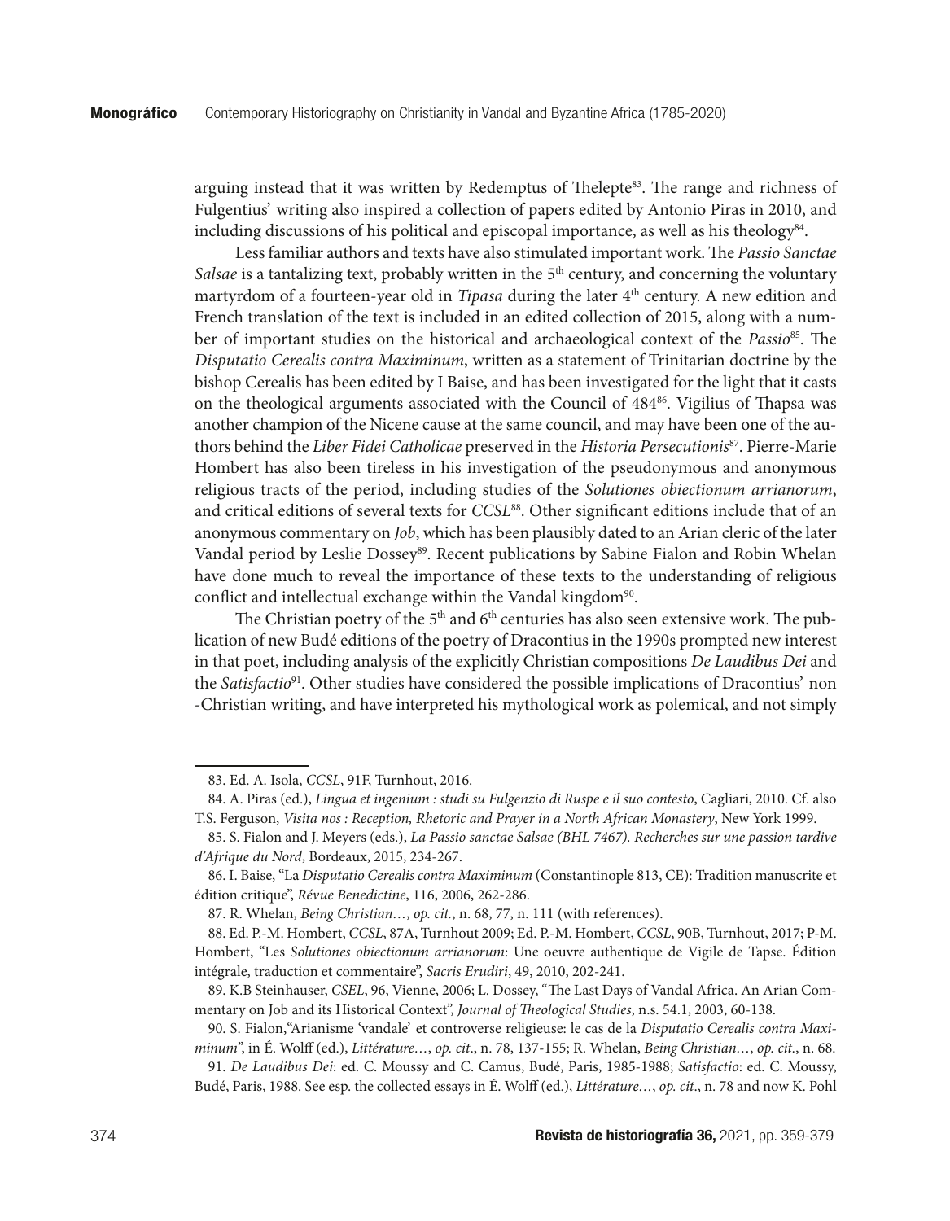arguing instead that it was written by Redemptus of Thelepte[83]. The range and richness of Fulgentius' writing also inspired a collection of papers edited by Antonio Piras in 2010, and including discussions of his political and episcopal importance, as well as his theology[84].

Less familiar authors and texts have also stimulated important work. The *Passio Sanctae Salsae* is a tantalizing text, probably written in the 5th century, and concerning the voluntary martyrdom of a fourteen-year old in *Tipasa* during the later 4th century. A new edition and French translation of the text is included in an edited collection of 2015, along with a number of important studies on the historical and archaeological context of the *Passio*[85]. The *Disputatio Cerealis contra Maximinum*, written as a statement of Trinitarian doctrine by the bishop Cerealis has been edited by I Baise, and has been investigated for the light that it casts on the theological arguments associated with the Council of 484[86]. Vigilius of Thapsa was another champion of the Nicene cause at the same council, and may have been one of the authors behind the *Liber Fidei Catholicae* preserved in the *Historia Persecutionis*[87]. Pierre-Marie Hombert has also been tireless in his investigation of the pseudonymous and anonymous religious tracts of the period, including studies of the *Solutiones obiectionum arrianorum*, and critical editions of several texts for *CCSL*[88]. Other significant editions include that of an anonymous commentary on *Job*, which has been plausibly dated to an Arian cleric of the later Vandal period by Leslie Dossey[89]. Recent publications by Sabine Fialon and Robin Whelan have done much to reveal the importance of these texts to the understanding of religious conflict and intellectual exchange within the Vandal kingdom[90].

The Christian poetry of the 5th and 6th centuries has also seen extensive work. The publication of new Budé editions of the poetry of Dracontius in the 1990s prompted new interest in that poet, including analysis of the explicitly Christian compositions *De Laudibus Dei* and the *Satisfactio*[91]. Other studies have considered the possible implications of Dracontius' non -Christian writing, and have interpreted his mythological work as polemical, and not simply

---

83. Ed. A. Isola, *CCSL*, 91F, Turnhout, 2016.

84. A. Piras (ed.), *Lingua et ingenium : studi su Fulgenzio di Ruspe e il suo contesto*, Cagliari, 2010. Cf. also T.S. Ferguson, *Visita nos : Reception, Rhetoric and Prayer in a North African Monastery*, New York 1999.

85. S. Fialon and J. Meyers (eds.), *La Passio sanctae Salsae (BHL 7467). Recherches sur une passion tardive d'Afrique du Nord*, Bordeaux, 2015, 234-267.

86. I. Baise, "La *Disputatio Cerealis contra Maximinum* (Constantinople 813, CE): Tradition manuscrite et édition critique", *Révue Benedictine*, 116, 2006, 262-286.

87. R. Whelan, *Being Christian…*, *op. cit.*, n. 68, 77, n. 111 (with references).

88. Ed. P.-M. Hombert, *CCSL*, 87A, Turnhout 2009; Ed. P.-M. Hombert, *CCSL*, 90B, Turnhout, 2017; P-M. Hombert, "Les *Solutiones obiectionum arrianorum*: Une oeuvre authentique de Vigile de Tapse. Édition intégrale, traduction et commentaire", *Sacris Erudiri*, 49, 2010, 202-241.

89. K.B Steinhauser, *CSEL*, 96, Vienne, 2006; L. Dossey, "The Last Days of Vandal Africa. An Arian Commentary on Job and its Historical Context", *Journal of Theological Studies*, n.s. 54.1, 2003, 60-138.

90. S. Fialon,"Arianisme 'vandale' et controverse religieuse: le cas de la *Disputatio Cerealis contra Maximinum*", in É. Wolff (ed.), *Littérature…*, *op. cit*., n. 78, 137-155; R. Whelan, *Being Christian…*, *op. cit.*, n. 68.

91. *De Laudibus Dei*: ed. C. Moussy and C. Camus, Budé, Paris, 1985-1988; *Satisfactio*: ed. C. Moussy, Budé, Paris, 1988. See esp. the collected essays in É. Wolff (ed.), *Littérature…*, *op. cit*., n. 78 and now K. Pohl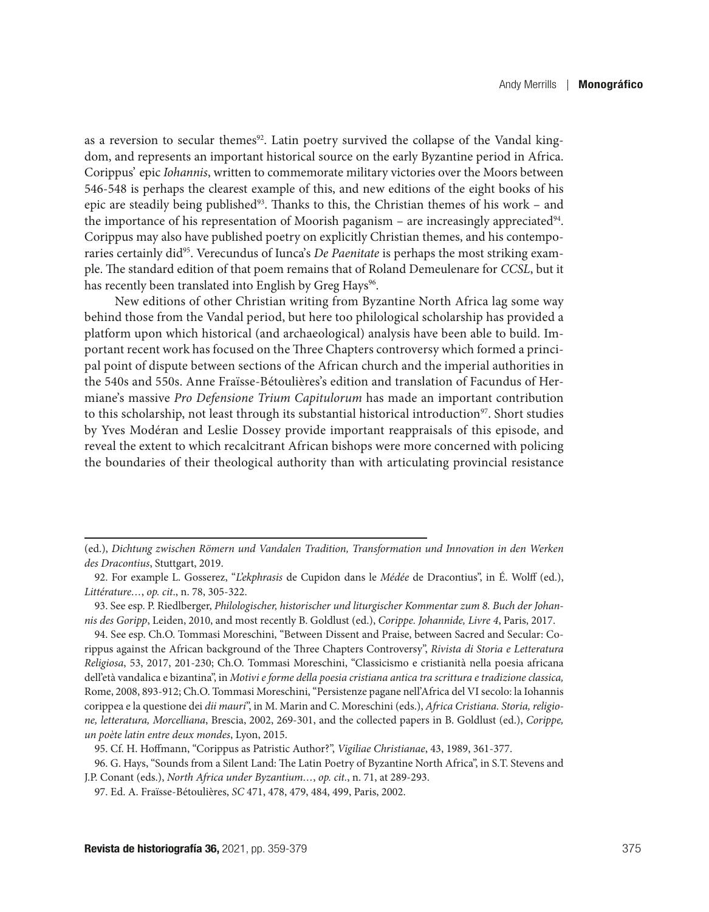as a reversion to secular themes[92]. Latin poetry survived the collapse of the Vandal kingdom, and represents an important historical source on the early Byzantine period in Africa. Corippus' epic *Iohannis*, written to commemorate military victories over the Moors between 546-548 is perhaps the clearest example of this, and new editions of the eight books of his epic are steadily being published[93]. Thanks to this, the Christian themes of his work – and the importance of his representation of Moorish paganism – are increasingly appreciated[94]. Corippus may also have published poetry on explicitly Christian themes, and his contemporaries certainly did[95]. Verecundus of Iunca's *De Paenitate* is perhaps the most striking example. The standard edition of that poem remains that of Roland Demeulenare for *CCSL*, but it has recently been translated into English by Greg Hays[96].

New editions of other Christian writing from Byzantine North Africa lag some way behind those from the Vandal period, but here too philological scholarship has provided a platform upon which historical (and archaeological) analysis have been able to build. Important recent work has focused on the Three Chapters controversy which formed a principal point of dispute between sections of the African church and the imperial authorities in the 540s and 550s. Anne Fraïsse-Bétoulières's edition and translation of Facundus of Hermiane's massive *Pro Defensione Trium Capitulorum* has made an important contribution to this scholarship, not least through its substantial historical introduction[97]. Short studies by Yves Modéran and Leslie Dossey provide important reappraisals of this episode, and reveal the extent to which recalcitrant African bishops were more concerned with policing the boundaries of their theological authority than with articulating provincial resistance

---

(ed.), *Dichtung zwischen Römern und Vandalen Tradition, Transformation und Innovation in den Werken des Dracontius*, Stuttgart, 2019.

92. For example L. Gosserez, "*L'ekphrasis* de Cupidon dans le *Médée* de Dracontius", in É. Wolff (ed.), *Littérature…*, *op. cit*., n. 78, 305-322.

93. See esp. P. Riedlberger, *Philologischer, historischer und liturgischer Kommentar zum 8. Buch der Johannis des Goripp*, Leiden, 2010, and most recently B. Goldlust (ed.), *Corippe. Johannide, Livre 4*, Paris, 2017.

94. See esp. Ch.O. Tommasi Moreschini, "Between Dissent and Praise, between Sacred and Secular: Corippus against the African background of the Three Chapters Controversy", *Rivista di Storia e Letteratura Religiosa*, 53, 2017, 201-230; Ch.O. Tommasi Moreschini, "Classicismo e cristianità nella poesia africana dell'età vandalica e bizantina", in *Motivi e forme della poesia cristiana antica tra scrittura e tradizione classica,* Rome, 2008, 893-912; Ch.O. Tommasi Moreschini, "Persistenze pagane nell'Africa del VI secolo: la Iohannis corippea e la questione dei *dii mauri*", in M. Marin and C. Moreschini (eds.), *Africa Cristiana. Storia, religione, letteratura, Morcelliana*, Brescia, 2002, 269-301, and the collected papers in B. Goldlust (ed.), *Corippe, un poète latin entre deux mondes*, Lyon, 2015.

95. Cf. H. Hoffmann, "Corippus as Patristic Author?", *Vigiliae Christianae*, 43, 1989, 361-377.

96. G. Hays, "Sounds from a Silent Land: The Latin Poetry of Byzantine North Africa", in S.T. Stevens and J.P. Conant (eds.), *North Africa under Byzantium…*, *op. cit*., n. 71, at 289-293.

97. Ed. A. Fraïsse-Bétoulières, *SC* 471, 478, 479, 484, 499, Paris, 2002.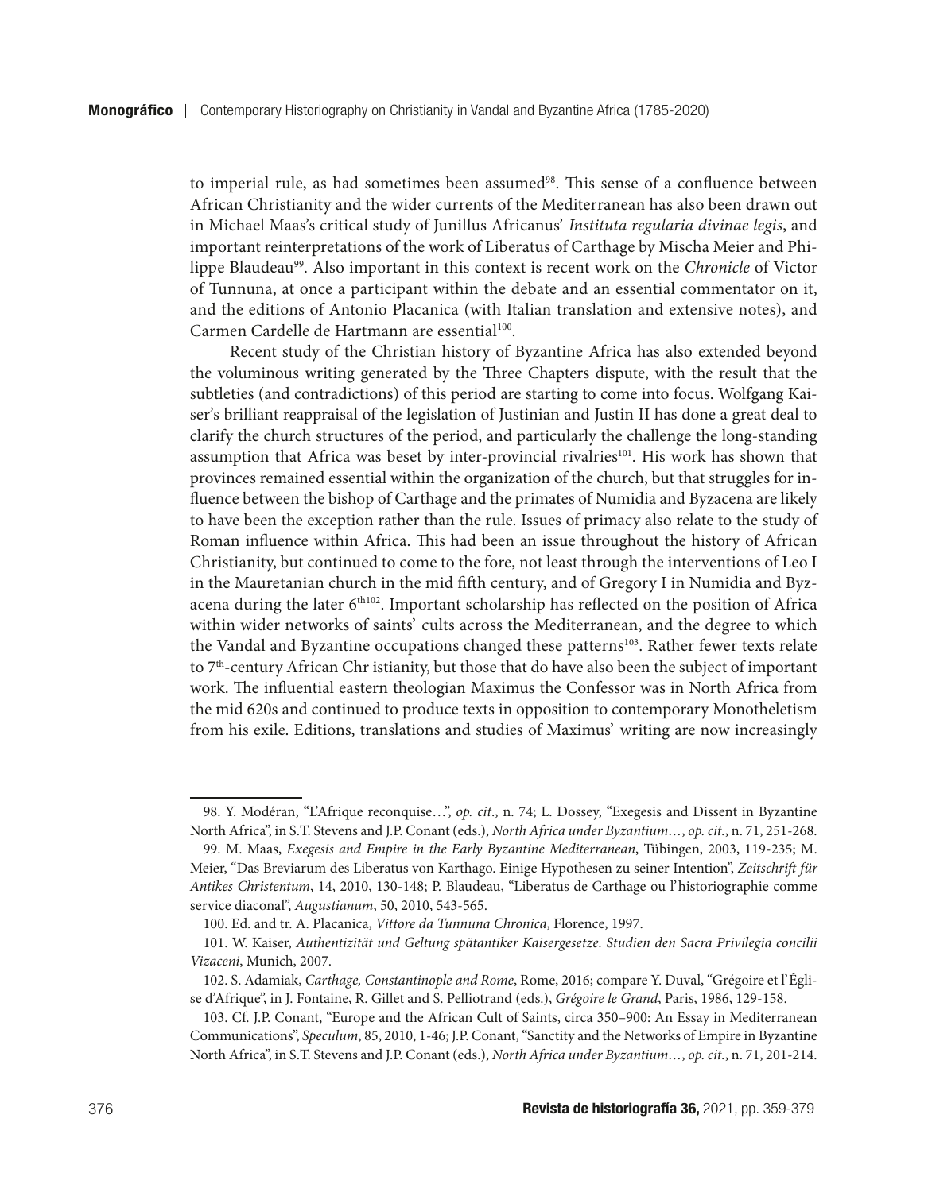to imperial rule, as had sometimes been assumed[98]. This sense of a confluence between African Christianity and the wider currents of the Mediterranean has also been drawn out in Michael Maas's critical study of Junillus Africanus' *Instituta regularia divinae legis*, and important reinterpretations of the work of Liberatus of Carthage by Mischa Meier and Philippe Blaudeau[99]. Also important in this context is recent work on the *Chronicle* of Victor of Tunnuna, at once a participant within the debate and an essential commentator on it, and the editions of Antonio Placanica (with Italian translation and extensive notes), and Carmen Cardelle de Hartmann are essential[100].

Recent study of the Christian history of Byzantine Africa has also extended beyond the voluminous writing generated by the Three Chapters dispute, with the result that the subtleties (and contradictions) of this period are starting to come into focus. Wolfgang Kaiser's brilliant reappraisal of the legislation of Justinian and Justin II has done a great deal to clarify the church structures of the period, and particularly the challenge the long-standing assumption that Africa was beset by inter-provincial rivalries[101]. His work has shown that provinces remained essential within the organization of the church, but that struggles for influence between the bishop of Carthage and the primates of Numidia and Byzacena are likely to have been the exception rather than the rule. Issues of primacy also relate to the study of Roman influence within Africa. This had been an issue throughout the history of African Christianity, but continued to come to the fore, not least through the interventions of Leo I in the Mauretanian church in the mid fifth century, and of Gregory I in Numidia and Byzacena during the later 6th[102]. Important scholarship has reflected on the position of Africa within wider networks of saints' cults across the Mediterranean, and the degree to which the Vandal and Byzantine occupations changed these patterns[103]. Rather fewer texts relate to 7th-century African Chr istianity, but those that do have also been the subject of important work. The influential eastern theologian Maximus the Confessor was in North Africa from the mid 620s and continued to produce texts in opposition to contemporary Monotheletism from his exile. Editions, translations and studies of Maximus' writing are now increasingly

---

98. Y. Modéran, "L'Afrique reconquise…", *op. cit*., n. 74; L. Dossey, "Exegesis and Dissent in Byzantine North Africa", in S.T. Stevens and J.P. Conant (eds.), *North Africa under Byzantium…*, *op. cit.*, n. 71, 251-268.

99. M. Maas, *Exegesis and Empire in the Early Byzantine Mediterranean*, Tübingen, 2003, 119-235; M. Meier, "Das Breviarum des Liberatus von Karthago. Einige Hypothesen zu seiner Intention", *Zeitschrift für Antikes Christentum*, 14, 2010, 130-148; P. Blaudeau, "Liberatus de Carthage ou l'historiographie comme service diaconal", *Augustianum*, 50, 2010, 543-565.

100. Ed. and tr. A. Placanica, *Vittore da Tunnuna Chronica*, Florence, 1997.

101. W. Kaiser, *Authentizität und Geltung spätantiker Kaisergesetze. Studien den Sacra Privilegia concilii Vizaceni*, Munich, 2007.

102. S. Adamiak, *Carthage, Constantinople and Rome*, Rome, 2016; compare Y. Duval, "Grégoire et l'Église d'Afrique", in J. Fontaine, R. Gillet and S. Pelliotrand (eds.), *Grégoire le Grand*, Paris, 1986, 129-158.

103. Cf. J.P. Conant, "Europe and the African Cult of Saints, circa 350–900: An Essay in Mediterranean Communications", *Speculum*, 85, 2010, 1-46; J.P. Conant, "Sanctity and the Networks of Empire in Byzantine North Africa", in S.T. Stevens and J.P. Conant (eds.), *North Africa under Byzantium…*, *op. cit.*, n. 71, 201-214.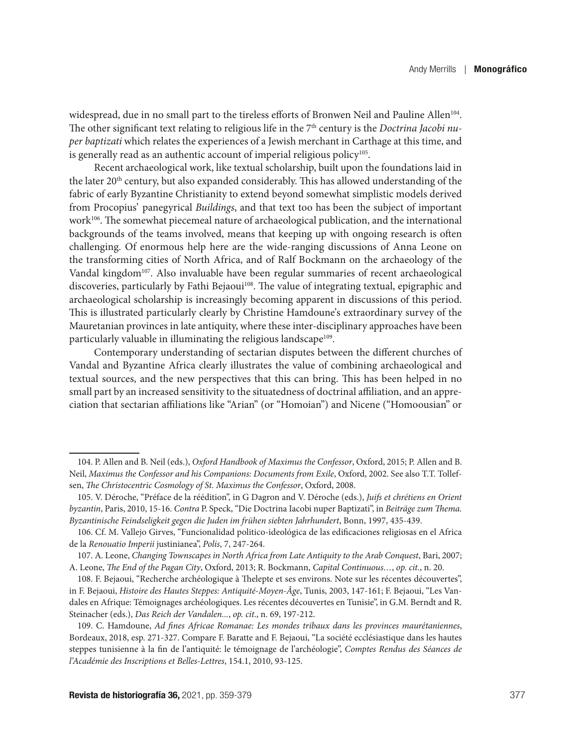widespread, due in no small part to the tireless efforts of Bronwen Neil and Pauline Allen[104]. The other significant text relating to religious life in the 7th century is the *Doctrina Jacobi nuper baptizati* which relates the experiences of a Jewish merchant in Carthage at this time, and is generally read as an authentic account of imperial religious policy[105].

Recent archaeological work, like textual scholarship, built upon the foundations laid in the later 20th century, but also expanded considerably. This has allowed understanding of the fabric of early Byzantine Christianity to extend beyond somewhat simplistic models derived from Procopius' panegyrical *Buildings*, and that text too has been the subject of important work[106]. The somewhat piecemeal nature of archaeological publication, and the international backgrounds of the teams involved, means that keeping up with ongoing research is often challenging. Of enormous help here are the wide-ranging discussions of Anna Leone on the transforming cities of North Africa, and of Ralf Bockmann on the archaeology of the Vandal kingdom[107]. Also invaluable have been regular summaries of recent archaeological discoveries, particularly by Fathi Bejaoui[108]. The value of integrating textual, epigraphic and archaeological scholarship is increasingly becoming apparent in discussions of this period. This is illustrated particularly clearly by Christine Hamdoune's extraordinary survey of the Mauretanian provinces in late antiquity, where these inter-disciplinary approaches have been particularly valuable in illuminating the religious landscape[109].

Contemporary understanding of sectarian disputes between the different churches of Vandal and Byzantine Africa clearly illustrates the value of combining archaeological and textual sources, and the new perspectives that this can bring. This has been helped in no small part by an increased sensitivity to the situatedness of doctrinal affiliation, and an appreciation that sectarian affiliations like "Arian" (or "Homoian") and Nicene ("Homoousian" or

---

104. P. Allen and B. Neil (eds.), *Oxford Handbook of Maximus the Confessor*, Oxford, 2015; P. Allen and B. Neil, *Maximus the Confessor and his Companions: Documents from Exile*, Oxford, 2002. See also T.T. Tollefsen, *The Christocentric Cosmology of St. Maximus the Confessor*, Oxford, 2008.

105. V. Déroche, "Préface de la réédition", in G Dagron and V. Déroche (eds.), *Juifs et chrétiens en Orient byzantin*, Paris, 2010, 15-16. *Contra* P. Speck, "Die Doctrina Iacobi nuper Baptizati", in *Beiträge zum Thema. Byzantinische Feindseligkeit gegen die Juden im frühen siebten Jahrhundert*, Bonn, 1997, 435-439.

106. Cf. M. Vallejo Girves, "Funcionalidad politico-ideológica de las edificaciones religiosas en el Africa de la *Renouatio Imperii* justinianea", *Polis*, 7, 247-264.

107. A. Leone, *Changing Townscapes in North Africa from Late Antiquity to the Arab Conquest*, Bari, 2007; A. Leone, *The End of the Pagan City*, Oxford, 2013; R. Bockmann, *Capital Continuous…*, *op. cit.*, n. 20.

108. F. Bejaoui, "Recherche archéologique à Thelepte et ses environs. Note sur les récentes découvertes", in F. Bejaoui, *Histoire des Hautes Steppes: Antiquité-Moyen-Âge*, Tunis, 2003, 147-161; F. Bejaoui, "Les Vandales en Afrique: Témoignages archéologiques. Les récentes découvertes en Tunisie", in G.M. Berndt and R. Steinacher (eds.), *Das Reich der Vandalen...*, *op. cit*., n. 69, 197-212.

109. C. Hamdoune, *Ad fines Africae Romanae: Les mondes tribaux dans les provinces maurétaniennes*, Bordeaux, 2018, esp. 271-327. Compare F. Baratte and F. Bejaoui, "La société ecclésiastique dans les hautes steppes tunisienne à la fin de l'antiquité: le témoignage de l'archéologie", *Comptes Rendus des Séances de l'Académie des Inscriptions et Belles-Lettres*, 154.1, 2010, 93-125.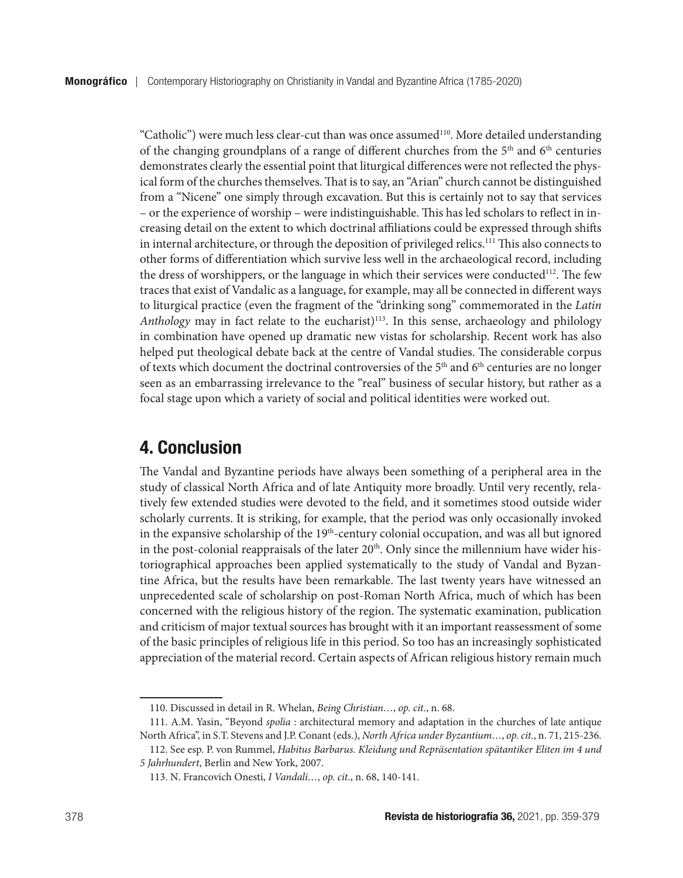"Catholic") were much less clear-cut than was once assumed[110]. More detailed understanding of the changing groundplans of a range of different churches from the 5th and 6th centuries demonstrates clearly the essential point that liturgical differences were not reflected the physical form of the churches themselves. That is to say, an "Arian" church cannot be distinguished from a "Nicene" one simply through excavation. But this is certainly not to say that services – or the experience of worship – were indistinguishable. This has led scholars to reflect in increasing detail on the extent to which doctrinal affiliations could be expressed through shifts in internal architecture, or through the deposition of privileged relics.[111] This also connects to other forms of differentiation which survive less well in the archaeological record, including the dress of worshippers, or the language in which their services were conducted[112]. The few traces that exist of Vandalic as a language, for example, may all be connected in different ways to liturgical practice (even the fragment of the "drinking song" commemorated in the *Latin Anthology* may in fact relate to the eucharist)[113]. In this sense, archaeology and philology in combination have opened up dramatic new vistas for scholarship. Recent work has also helped put theological debate back at the centre of Vandal studies. The considerable corpus of texts which document the doctrinal controversies of the 5th and 6th centuries are no longer seen as an embarrassing irrelevance to the "real" business of secular history, but rather as a focal stage upon which a variety of social and political identities were worked out.

## 4. Conclusion

The Vandal and Byzantine periods have always been something of a peripheral area in the study of classical North Africa and of late Antiquity more broadly. Until very recently, relatively few extended studies were devoted to the field, and it sometimes stood outside wider scholarly currents. It is striking, for example, that the period was only occasionally invoked in the expansive scholarship of the 19th-century colonial occupation, and was all but ignored in the post-colonial reappraisals of the later 20th. Only since the millennium have wider historiographical approaches been applied systematically to the study of Vandal and Byzantine Africa, but the results have been remarkable. The last twenty years have witnessed an unprecedented scale of scholarship on post-Roman North Africa, much of which has been concerned with the religious history of the region. The systematic examination, publication and criticism of major textual sources has brought with it an important reassessment of some of the basic principles of religious life in this period. So too has an increasingly sophisticated appreciation of the material record. Certain aspects of African religious history remain much

---

110. Discussed in detail in R. Whelan, *Being Christian…*, *op. cit.*, n. 68.

111. A.M. Yasin, "Beyond *spolia* : architectural memory and adaptation in the churches of late antique North Africa", in S.T. Stevens and J.P. Conant (eds.), *North Africa under Byzantium…*, *op. cit.*, n. 71, 215-236.

112. See esp. P. von Rummel, *Habitus Barbarus. Kleidung und Repräsentation spätantiker Eliten im 4 und 5 Jahrhundert*, Berlin and New York, 2007.

113. N. Francovich Onesti, *I Vandali…*, *op. cit*., n. 68, 140-141.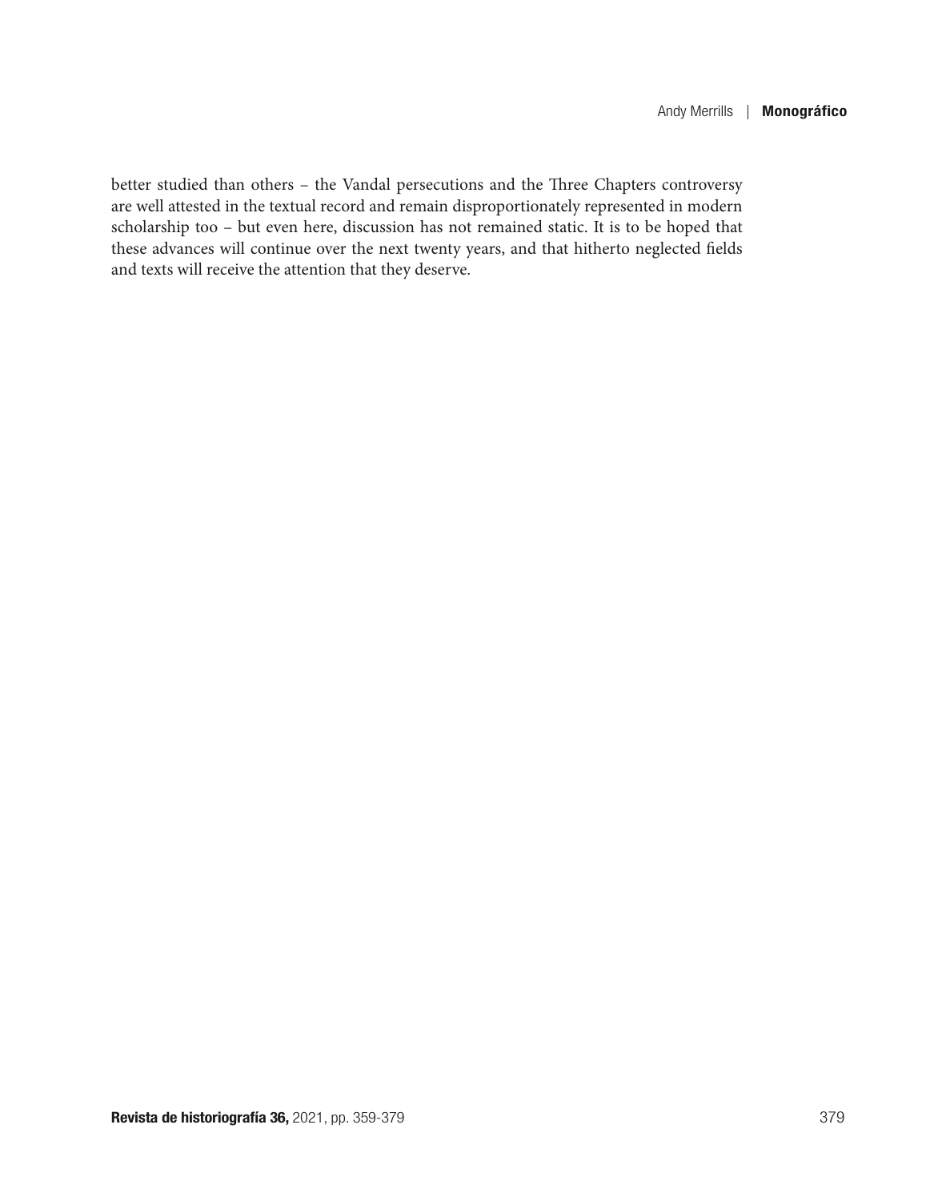better studied than others – the Vandal persecutions and the Three Chapters controversy are well attested in the textual record and remain disproportionately represented in modern scholarship too – but even here, discussion has not remained static. It is to be hoped that these advances will continue over the next twenty years, and that hitherto neglected fields and texts will receive the attention that they deserve.